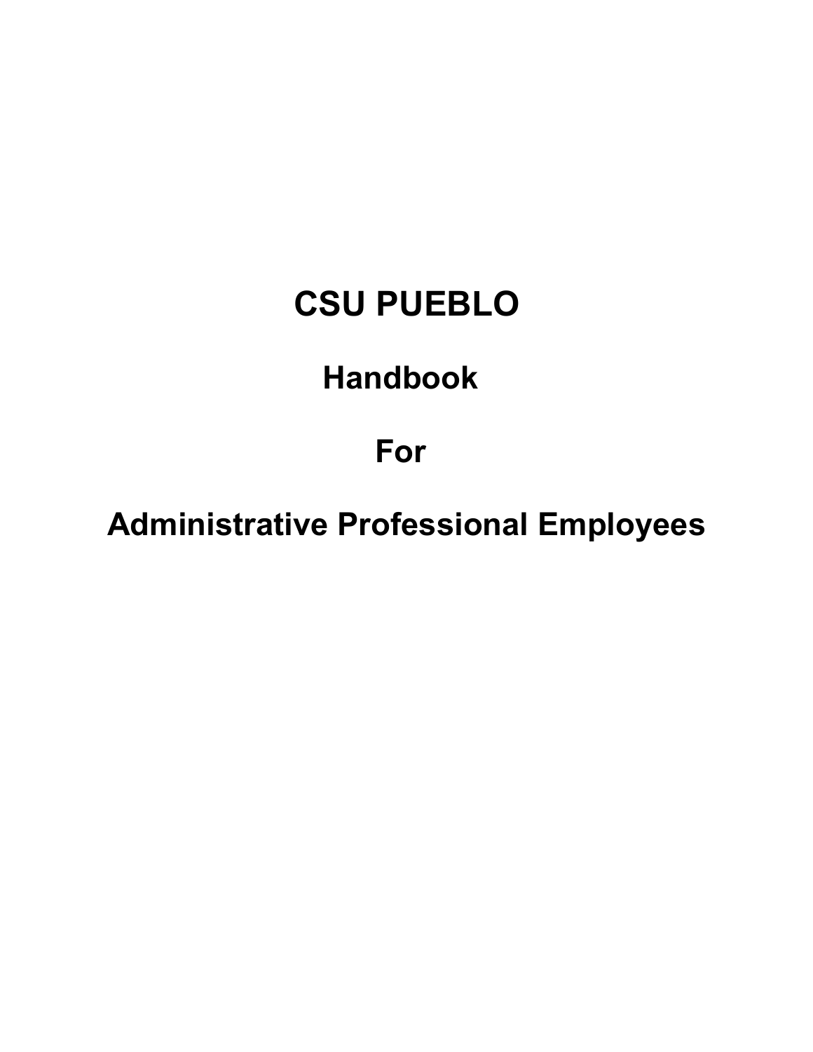# CSU PUEBLO

## Handbook

## For

## Administrative Professional Employees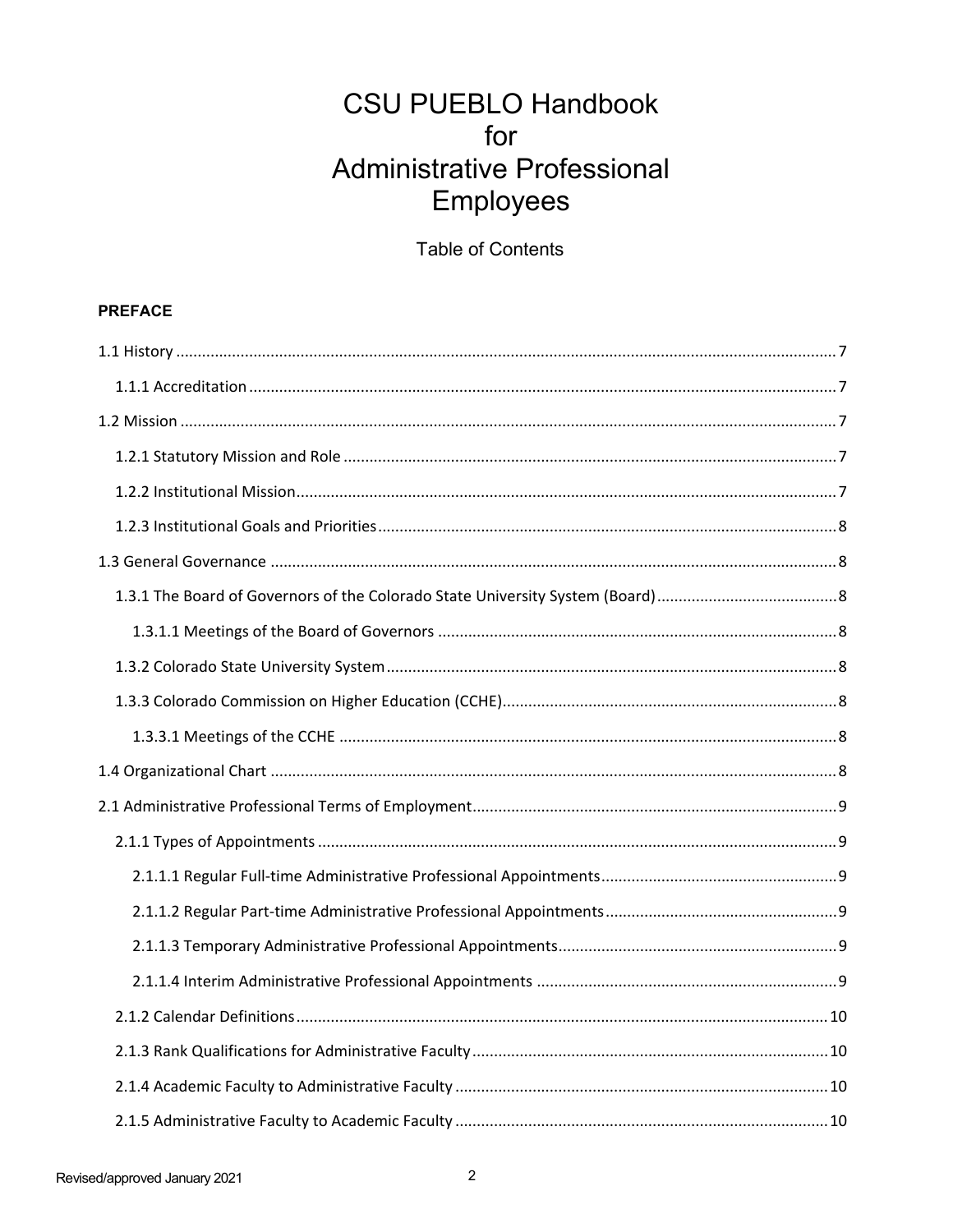# CSU PUEBLO Handbook for Administrative Professional Employees

Table of Contents

**PREFACE**

1.1 History ..... 7

- 1.1.1 Accreditation ..... 7

1.2 Mission ..... 7

- 1.2.1 Statutory Mission and Role ..... 7
- 1.2.2 Institutional Mission ..... 7
- 1.2.3 Institutional Goals and Priorities ..... 8

1.3 General Governance ..... 8

- 1.3.1 The Board of Governors of the Colorado State University System (Board) ..... 8
  - 1.3.1.1 Meetings of the Board of Governors ..... 8
- 1.3.2 Colorado State University System ..... 8
- 1.3.3 Colorado Commission on Higher Education (CCHE) ..... 8
  - 1.3.3.1 Meetings of the CCHE ..... 8

1.4 Organizational Chart ..... 8

2.1 Administrative Professional Terms of Employment ..... 9

- 2.1.1 Types of Appointments ..... 9
  - 2.1.1.1 Regular Full-time Administrative Professional Appointments ..... 9
  - 2.1.1.2 Regular Part-time Administrative Professional Appointments ..... 9
  - 2.1.1.3 Temporary Administrative Professional Appointments ..... 9
  - 2.1.1.4 Interim Administrative Professional Appointments ..... 9
- 2.1.2 Calendar Definitions ..... 10
- 2.1.3 Rank Qualifications for Administrative Faculty ..... 10
- 2.1.4 Academic Faculty to Administrative Faculty ..... 10
- 2.1.5 Administrative Faculty to Academic Faculty ..... 10

Revised/approved January 2021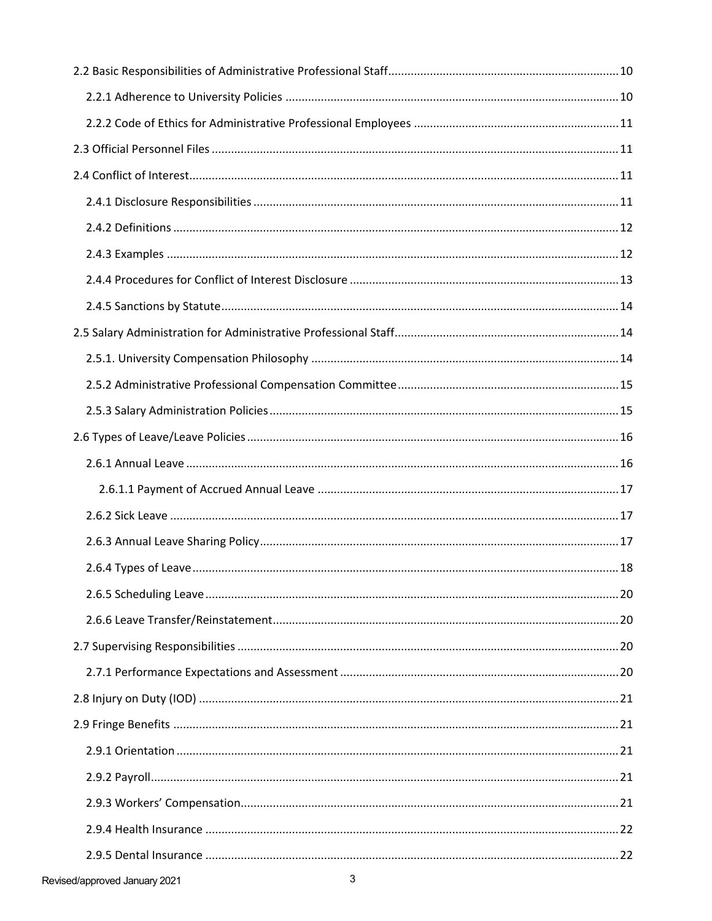2.2 Basic Responsibilities of Administrative Professional Staff....................................................................... 10

2.2.1 Adherence to University Policies ....................................................................................................... 10

2.2.2 Code of Ethics for Administrative Professional Employees ............................................................... 11

2.3 Official Personnel Files ............................................................................................................................. 11

2.4 Conflict of Interest.................................................................................................................................... 11

2.4.1 Disclosure Responsibilities ................................................................................................................. 11

2.4.2 Definitions ......................................................................................................................................... 12

2.4.3 Examples ........................................................................................................................................... 12

2.4.4 Procedures for Conflict of Interest Disclosure ................................................................................... 13

2.4.5 Sanctions by Statute........................................................................................................................... 14

2.5 Salary Administration for Administrative Professional Staff..................................................................... 14

2.5.1. University Compensation Philosophy ............................................................................................... 14

2.5.2 Administrative Professional Compensation Committee .................................................................... 15

2.5.3 Salary Administration Policies ............................................................................................................ 15

2.6 Types of Leave/Leave Policies .................................................................................................................. 16

2.6.1 Annual Leave ..................................................................................................................................... 16

2.6.1.1 Payment of Accrued Annual Leave ............................................................................................. 17

2.6.2 Sick Leave .......................................................................................................................................... 17

2.6.3 Annual Leave Sharing Policy.............................................................................................................. 17

2.6.4 Types of Leave ................................................................................................................................... 18

2.6.5 Scheduling Leave ............................................................................................................................... 20

2.6.6 Leave Transfer/Reinstatement........................................................................................................... 20

2.7 Supervising Responsibilities ..................................................................................................................... 20

2.7.1 Performance Expectations and Assessment ...................................................................................... 20

2.8 Injury on Duty (IOD) ................................................................................................................................. 21

2.9 Fringe Benefits ......................................................................................................................................... 21

2.9.1 Orientation ........................................................................................................................................ 21

2.9.2 Payroll................................................................................................................................................ 21

2.9.3 Workers' Compensation..................................................................................................................... 21

2.9.4 Health Insurance ............................................................................................................................... 22

2.9.5 Dental Insurance ............................................................................................................................... 22

Revised/approved January 2021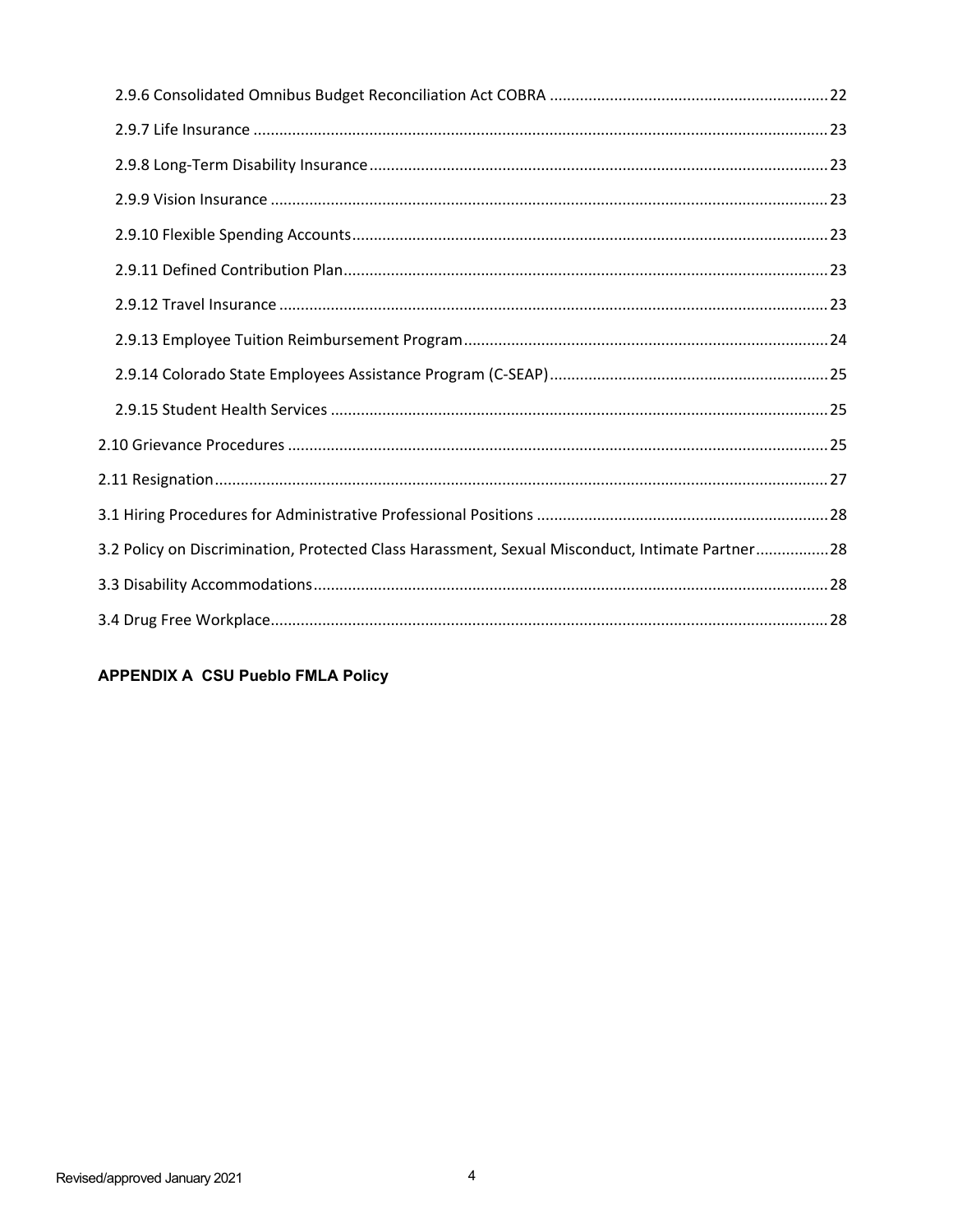2.9.6 Consolidated Omnibus Budget Reconciliation Act COBRA ........ 22

2.9.7 Life Insurance ........ 23

2.9.8 Long-Term Disability Insurance ........ 23

2.9.9 Vision Insurance ........ 23

2.9.10 Flexible Spending Accounts ........ 23

2.9.11 Defined Contribution Plan ........ 23

2.9.12 Travel Insurance ........ 23

2.9.13 Employee Tuition Reimbursement Program ........ 24

2.9.14 Colorado State Employees Assistance Program (C-SEAP) ........ 25

2.9.15 Student Health Services ........ 25

2.10 Grievance Procedures ........ 25

2.11 Resignation ........ 27

3.1 Hiring Procedures for Administrative Professional Positions ........ 28

3.2 Policy on Discrimination, Protected Class Harassment, Sexual Misconduct, Intimate Partner ........ 28

3.3 Disability Accommodations ........ 28

3.4 Drug Free Workplace ........ 28

**APPENDIX A CSU Pueblo FMLA Policy**

Revised/approved January 2021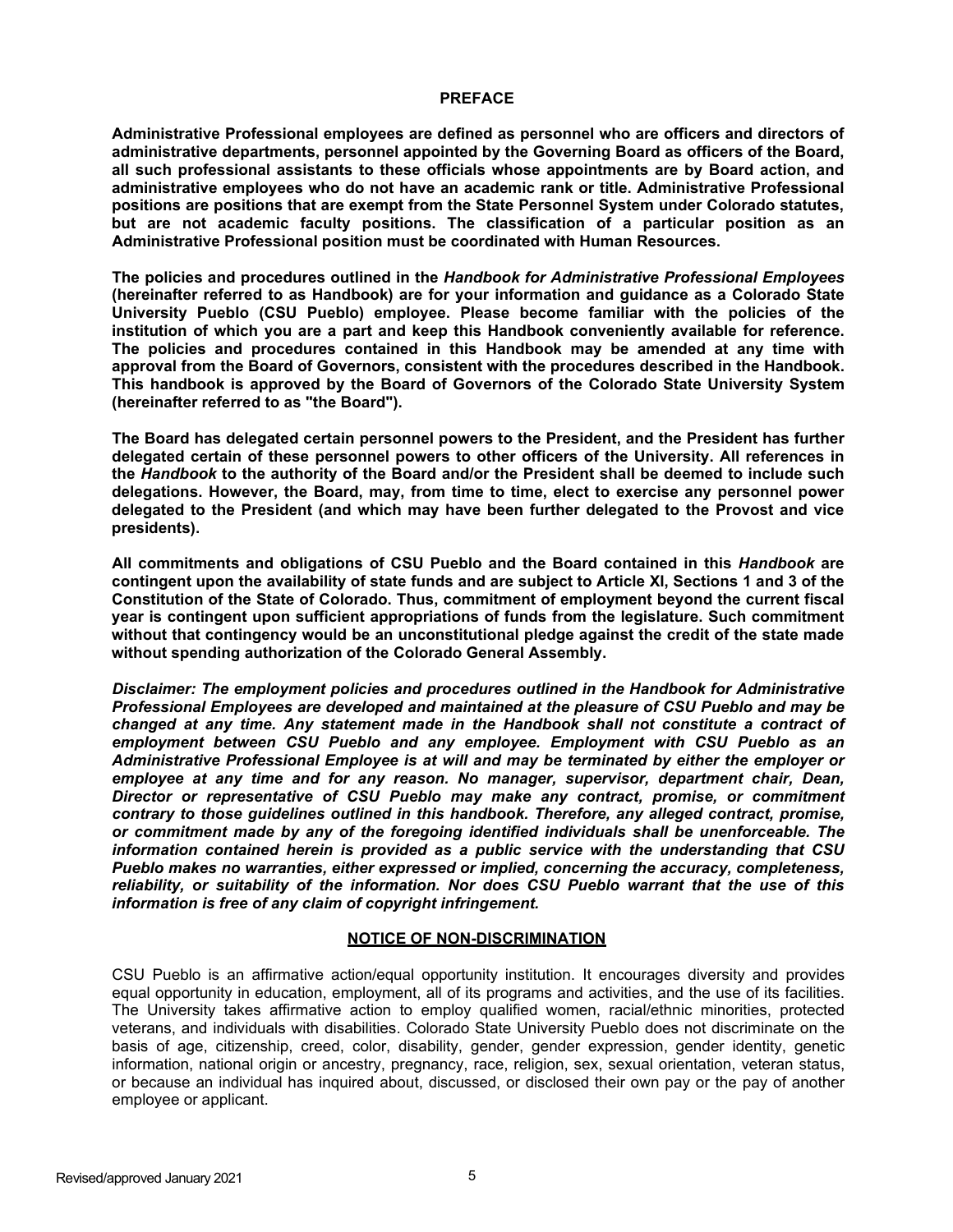## PREFACE

**Administrative Professional employees are defined as personnel who are officers and directors of administrative departments, personnel appointed by the Governing Board as officers of the Board, all such professional assistants to these officials whose appointments are by Board action, and administrative employees who do not have an academic rank or title. Administrative Professional positions are positions that are exempt from the State Personnel System under Colorado statutes, but are not academic faculty positions. The classification of a particular position as an Administrative Professional position must be coordinated with Human Resources.**

**The policies and procedures outlined in the *Handbook for Administrative Professional Employees* (hereinafter referred to as Handbook) are for your information and guidance as a Colorado State University Pueblo (CSU Pueblo) employee. Please become familiar with the policies of the institution of which you are a part and keep this Handbook conveniently available for reference. The policies and procedures contained in this Handbook may be amended at any time with approval from the Board of Governors, consistent with the procedures described in the Handbook. This handbook is approved by the Board of Governors of the Colorado State University System (hereinafter referred to as "the Board").**

**The Board has delegated certain personnel powers to the President, and the President has further delegated certain of these personnel powers to other officers of the University. All references in the *Handbook* to the authority of the Board and/or the President shall be deemed to include such delegations. However, the Board, may, from time to time, elect to exercise any personnel power delegated to the President (and which may have been further delegated to the Provost and vice presidents).**

**All commitments and obligations of CSU Pueblo and the Board contained in this *Handbook* are contingent upon the availability of state funds and are subject to Article XI, Sections 1 and 3 of the Constitution of the State of Colorado. Thus, commitment of employment beyond the current fiscal year is contingent upon sufficient appropriations of funds from the legislature. Such commitment without that contingency would be an unconstitutional pledge against the credit of the state made without spending authorization of the Colorado General Assembly.**

***Disclaimer: The employment policies and procedures outlined in the Handbook for Administrative Professional Employees are developed and maintained at the pleasure of CSU Pueblo and may be changed at any time. Any statement made in the Handbook shall not constitute a contract of employment between CSU Pueblo and any employee. Employment with CSU Pueblo as an Administrative Professional Employee is at will and may be terminated by either the employer or employee at any time and for any reason. No manager, supervisor, department chair, Dean, Director or representative of CSU Pueblo may make any contract, promise, or commitment contrary to those guidelines outlined in this handbook. Therefore, any alleged contract, promise, or commitment made by any of the foregoing identified individuals shall be unenforceable. The information contained herein is provided as a public service with the understanding that CSU Pueblo makes no warranties, either expressed or implied, concerning the accuracy, completeness, reliability, or suitability of the information. Nor does CSU Pueblo warrant that the use of this information is free of any claim of copyright infringement.***

## NOTICE OF NON-DISCRIMINATION

CSU Pueblo is an affirmative action/equal opportunity institution. It encourages diversity and provides equal opportunity in education, employment, all of its programs and activities, and the use of its facilities. The University takes affirmative action to employ qualified women, racial/ethnic minorities, protected veterans, and individuals with disabilities. Colorado State University Pueblo does not discriminate on the basis of age, citizenship, creed, color, disability, gender, gender expression, gender identity, genetic information, national origin or ancestry, pregnancy, race, religion, sex, sexual orientation, veteran status, or because an individual has inquired about, discussed, or disclosed their own pay or the pay of another employee or applicant.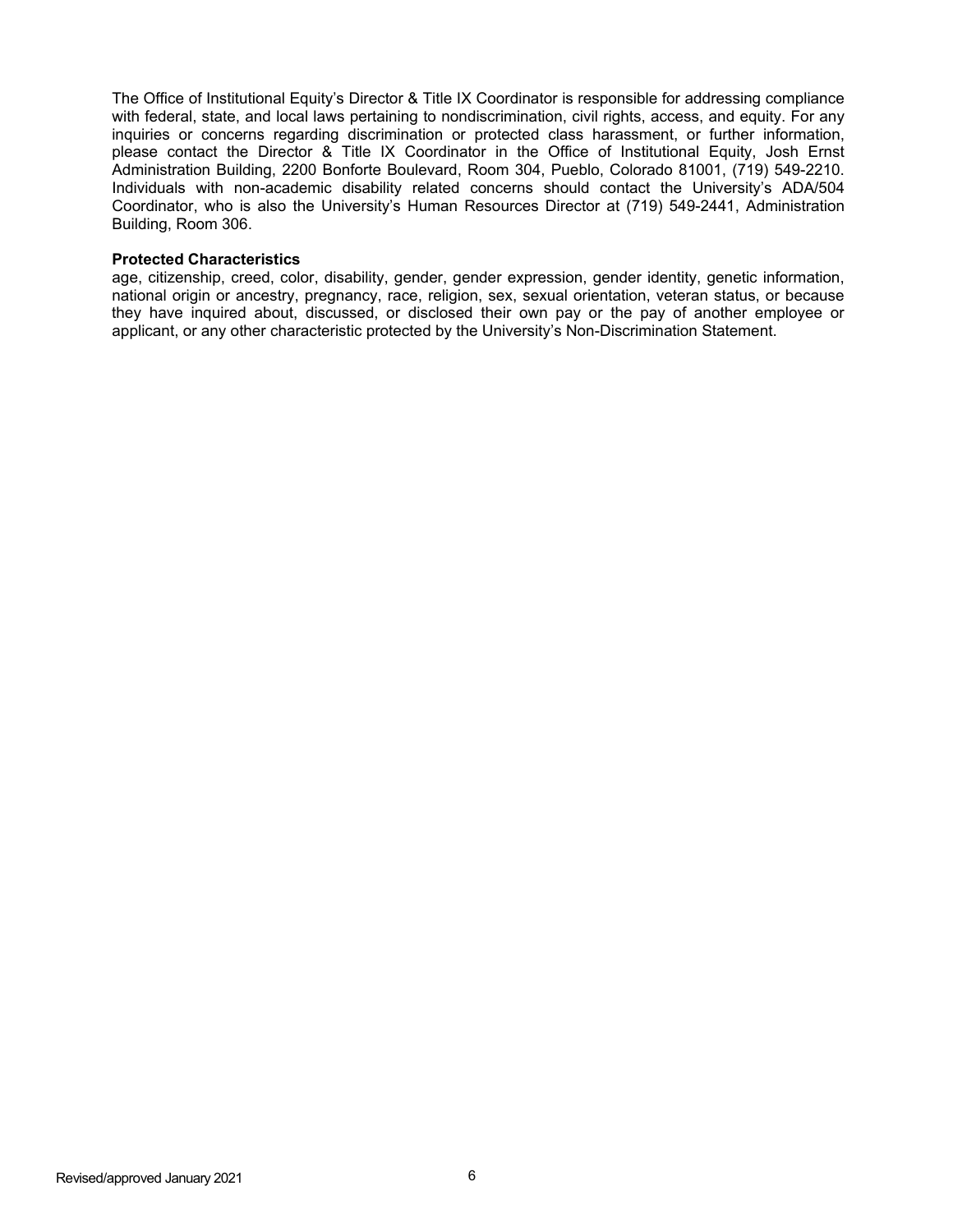The Office of Institutional Equity's Director & Title IX Coordinator is responsible for addressing compliance with federal, state, and local laws pertaining to nondiscrimination, civil rights, access, and equity. For any inquiries or concerns regarding discrimination or protected class harassment, or further information, please contact the Director & Title IX Coordinator in the Office of Institutional Equity, Josh Ernst Administration Building, 2200 Bonforte Boulevard, Room 304, Pueblo, Colorado 81001, (719) 549-2210. Individuals with non-academic disability related concerns should contact the University's ADA/504 Coordinator, who is also the University's Human Resources Director at (719) 549-2441, Administration Building, Room 306.

**Protected Characteristics**

age, citizenship, creed, color, disability, gender, gender expression, gender identity, genetic information, national origin or ancestry, pregnancy, race, religion, sex, sexual orientation, veteran status, or because they have inquired about, discussed, or disclosed their own pay or the pay of another employee or applicant, or any other characteristic protected by the University's Non-Discrimination Statement.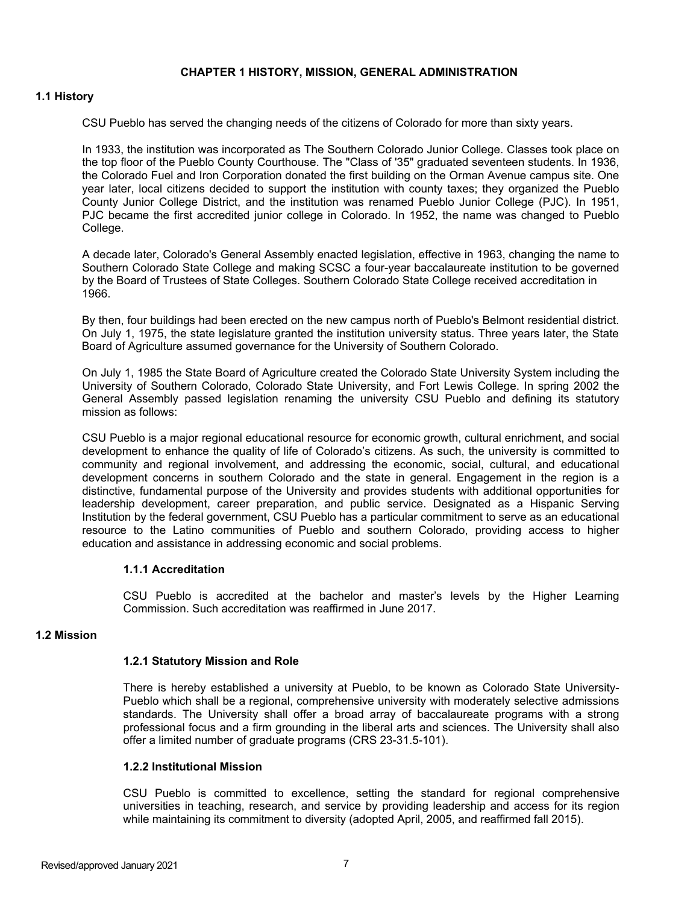# CHAPTER 1 HISTORY, MISSION, GENERAL ADMINISTRATION

## 1.1 History

CSU Pueblo has served the changing needs of the citizens of Colorado for more than sixty years.

In 1933, the institution was incorporated as The Southern Colorado Junior College. Classes took place on the top floor of the Pueblo County Courthouse. The "Class of '35" graduated seventeen students. In 1936, the Colorado Fuel and Iron Corporation donated the first building on the Orman Avenue campus site. One year later, local citizens decided to support the institution with county taxes; they organized the Pueblo County Junior College District, and the institution was renamed Pueblo Junior College (PJC). In 1951, PJC became the first accredited junior college in Colorado. In 1952, the name was changed to Pueblo College.

A decade later, Colorado's General Assembly enacted legislation, effective in 1963, changing the name to Southern Colorado State College and making SCSC a four-year baccalaureate institution to be governed by the Board of Trustees of State Colleges. Southern Colorado State College received accreditation in 1966.

By then, four buildings had been erected on the new campus north of Pueblo's Belmont residential district. On July 1, 1975, the state legislature granted the institution university status. Three years later, the State Board of Agriculture assumed governance for the University of Southern Colorado.

On July 1, 1985 the State Board of Agriculture created the Colorado State University System including the University of Southern Colorado, Colorado State University, and Fort Lewis College. In spring 2002 the General Assembly passed legislation renaming the university CSU Pueblo and defining its statutory mission as follows:

CSU Pueblo is a major regional educational resource for economic growth, cultural enrichment, and social development to enhance the quality of life of Colorado's citizens. As such, the university is committed to community and regional involvement, and addressing the economic, social, cultural, and educational development concerns in southern Colorado and the state in general. Engagement in the region is a distinctive, fundamental purpose of the University and provides students with additional opportunities for leadership development, career preparation, and public service. Designated as a Hispanic Serving Institution by the federal government, CSU Pueblo has a particular commitment to serve as an educational resource to the Latino communities of Pueblo and southern Colorado, providing access to higher education and assistance in addressing economic and social problems.

### 1.1.1 Accreditation

CSU Pueblo is accredited at the bachelor and master's levels by the Higher Learning Commission. Such accreditation was reaffirmed in June 2017.

## 1.2 Mission

### 1.2.1 Statutory Mission and Role

There is hereby established a university at Pueblo, to be known as Colorado State University-Pueblo which shall be a regional, comprehensive university with moderately selective admissions standards. The University shall offer a broad array of baccalaureate programs with a strong professional focus and a firm grounding in the liberal arts and sciences. The University shall also offer a limited number of graduate programs (CRS 23-31.5-101).

### 1.2.2 Institutional Mission

CSU Pueblo is committed to excellence, setting the standard for regional comprehensive universities in teaching, research, and service by providing leadership and access for its region while maintaining its commitment to diversity (adopted April, 2005, and reaffirmed fall 2015).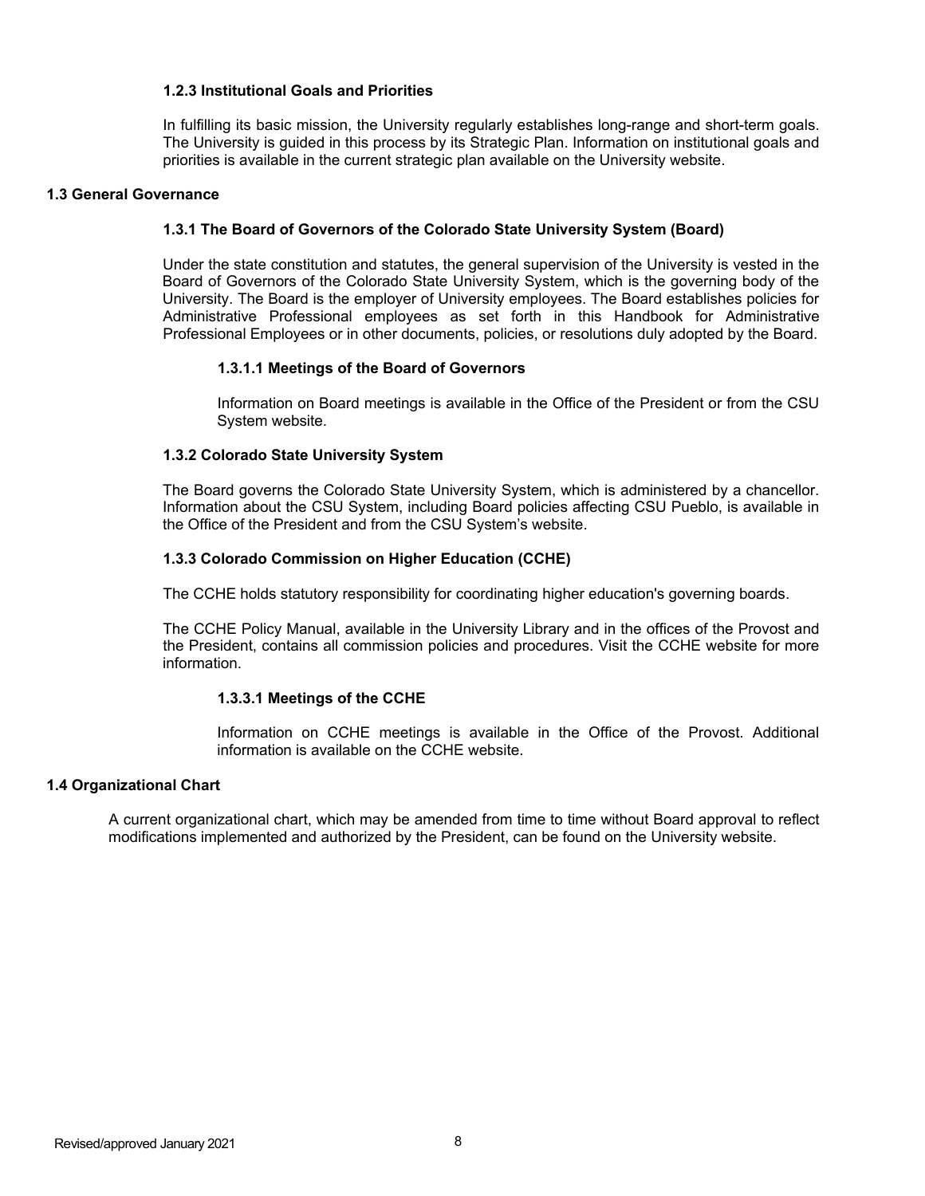### 1.2.3 Institutional Goals and Priorities

In fulfilling its basic mission, the University regularly establishes long-range and short-term goals. The University is guided in this process by its Strategic Plan. Information on institutional goals and priorities is available in the current strategic plan available on the University website.

## 1.3 General Governance

### 1.3.1 The Board of Governors of the Colorado State University System (Board)

Under the state constitution and statutes, the general supervision of the University is vested in the Board of Governors of the Colorado State University System, which is the governing body of the University. The Board is the employer of University employees. The Board establishes policies for Administrative Professional employees as set forth in this Handbook for Administrative Professional Employees or in other documents, policies, or resolutions duly adopted by the Board.

#### 1.3.1.1 Meetings of the Board of Governors

Information on Board meetings is available in the Office of the President or from the CSU System website.

### 1.3.2 Colorado State University System

The Board governs the Colorado State University System, which is administered by a chancellor. Information about the CSU System, including Board policies affecting CSU Pueblo, is available in the Office of the President and from the CSU System's website.

### 1.3.3 Colorado Commission on Higher Education (CCHE)

The CCHE holds statutory responsibility for coordinating higher education's governing boards.

The CCHE Policy Manual, available in the University Library and in the offices of the Provost and the President, contains all commission policies and procedures. Visit the CCHE website for more information.

#### 1.3.3.1 Meetings of the CCHE

Information on CCHE meetings is available in the Office of the Provost. Additional information is available on the CCHE website.

## 1.4 Organizational Chart

A current organizational chart, which may be amended from time to time without Board approval to reflect modifications implemented and authorized by the President, can be found on the University website.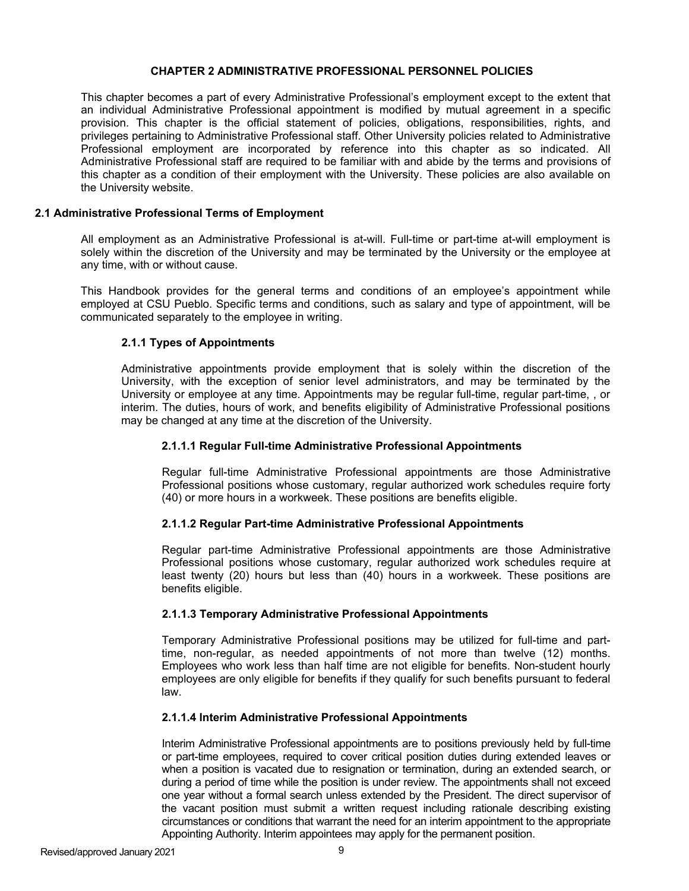# CHAPTER 2 ADMINISTRATIVE PROFESSIONAL PERSONNEL POLICIES

This chapter becomes a part of every Administrative Professional's employment except to the extent that an individual Administrative Professional appointment is modified by mutual agreement in a specific provision. This chapter is the official statement of policies, obligations, responsibilities, rights, and privileges pertaining to Administrative Professional staff. Other University policies related to Administrative Professional employment are incorporated by reference into this chapter as so indicated. All Administrative Professional staff are required to be familiar with and abide by the terms and provisions of this chapter as a condition of their employment with the University. These policies are also available on the University website.

## 2.1 Administrative Professional Terms of Employment

All employment as an Administrative Professional is at-will. Full-time or part-time at-will employment is solely within the discretion of the University and may be terminated by the University or the employee at any time, with or without cause.

This Handbook provides for the general terms and conditions of an employee's appointment while employed at CSU Pueblo. Specific terms and conditions, such as salary and type of appointment, will be communicated separately to the employee in writing.

### 2.1.1 Types of Appointments

Administrative appointments provide employment that is solely within the discretion of the University, with the exception of senior level administrators, and may be terminated by the University or employee at any time. Appointments may be regular full-time, regular part-time, , or interim. The duties, hours of work, and benefits eligibility of Administrative Professional positions may be changed at any time at the discretion of the University.

#### 2.1.1.1 Regular Full-time Administrative Professional Appointments

Regular full-time Administrative Professional appointments are those Administrative Professional positions whose customary, regular authorized work schedules require forty (40) or more hours in a workweek. These positions are benefits eligible.

#### 2.1.1.2 Regular Part-time Administrative Professional Appointments

Regular part-time Administrative Professional appointments are those Administrative Professional positions whose customary, regular authorized work schedules require at least twenty (20) hours but less than (40) hours in a workweek. These positions are benefits eligible.

#### 2.1.1.3 Temporary Administrative Professional Appointments

Temporary Administrative Professional positions may be utilized for full-time and part-time, non-regular, as needed appointments of not more than twelve (12) months. Employees who work less than half time are not eligible for benefits. Non-student hourly employees are only eligible for benefits if they qualify for such benefits pursuant to federal law.

#### 2.1.1.4 Interim Administrative Professional Appointments

Interim Administrative Professional appointments are to positions previously held by full-time or part-time employees, required to cover critical position duties during extended leaves or when a position is vacated due to resignation or termination, during an extended search, or during a period of time while the position is under review. The appointments shall not exceed one year without a formal search unless extended by the President. The direct supervisor of the vacant position must submit a written request including rationale describing existing circumstances or conditions that warrant the need for an interim appointment to the appropriate Appointing Authority. Interim appointees may apply for the permanent position.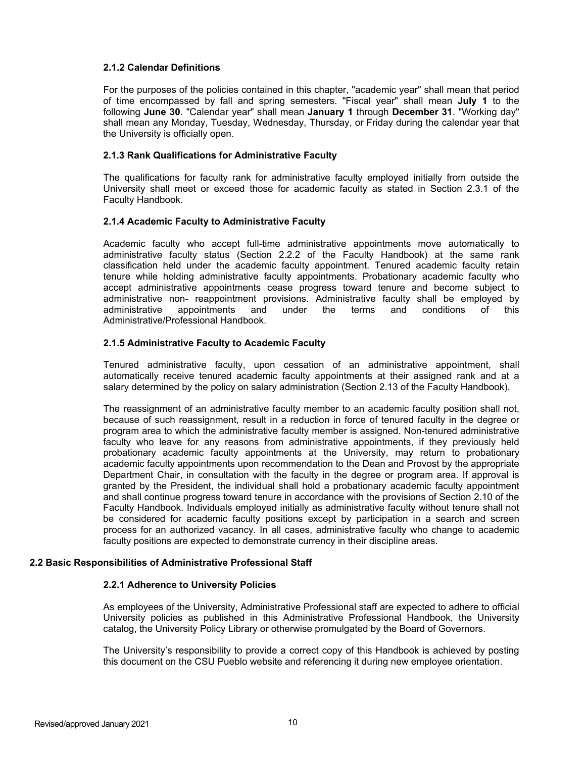### 2.1.2 Calendar Definitions

For the purposes of the policies contained in this chapter, "academic year" shall mean that period of time encompassed by fall and spring semesters. "Fiscal year" shall mean **July 1** to the following **June 30**. "Calendar year" shall mean **January 1** through **December 31**. "Working day" shall mean any Monday, Tuesday, Wednesday, Thursday, or Friday during the calendar year that the University is officially open.

### 2.1.3 Rank Qualifications for Administrative Faculty

The qualifications for faculty rank for administrative faculty employed initially from outside the University shall meet or exceed those for academic faculty as stated in Section 2.3.1 of the Faculty Handbook.

### 2.1.4 Academic Faculty to Administrative Faculty

Academic faculty who accept full-time administrative appointments move automatically to administrative faculty status (Section 2.2.2 of the Faculty Handbook) at the same rank classification held under the academic faculty appointment. Tenured academic faculty retain tenure while holding administrative faculty appointments. Probationary academic faculty who accept administrative appointments cease progress toward tenure and become subject to administrative non- reappointment provisions. Administrative faculty shall be employed by administrative appointments and under the terms and conditions of this Administrative/Professional Handbook.

### 2.1.5 Administrative Faculty to Academic Faculty

Tenured administrative faculty, upon cessation of an administrative appointment, shall automatically receive tenured academic faculty appointments at their assigned rank and at a salary determined by the policy on salary administration (Section 2.13 of the Faculty Handbook).

The reassignment of an administrative faculty member to an academic faculty position shall not, because of such reassignment, result in a reduction in force of tenured faculty in the degree or program area to which the administrative faculty member is assigned. Non-tenured administrative faculty who leave for any reasons from administrative appointments, if they previously held probationary academic faculty appointments at the University, may return to probationary academic faculty appointments upon recommendation to the Dean and Provost by the appropriate Department Chair, in consultation with the faculty in the degree or program area. If approval is granted by the President, the individual shall hold a probationary academic faculty appointment and shall continue progress toward tenure in accordance with the provisions of Section 2.10 of the Faculty Handbook. Individuals employed initially as administrative faculty without tenure shall not be considered for academic faculty positions except by participation in a search and screen process for an authorized vacancy. In all cases, administrative faculty who change to academic faculty positions are expected to demonstrate currency in their discipline areas.

## 2.2 Basic Responsibilities of Administrative Professional Staff

### 2.2.1 Adherence to University Policies

As employees of the University, Administrative Professional staff are expected to adhere to official University policies as published in this Administrative Professional Handbook, the University catalog, the University Policy Library or otherwise promulgated by the Board of Governors.

The University's responsibility to provide a correct copy of this Handbook is achieved by posting this document on the CSU Pueblo website and referencing it during new employee orientation.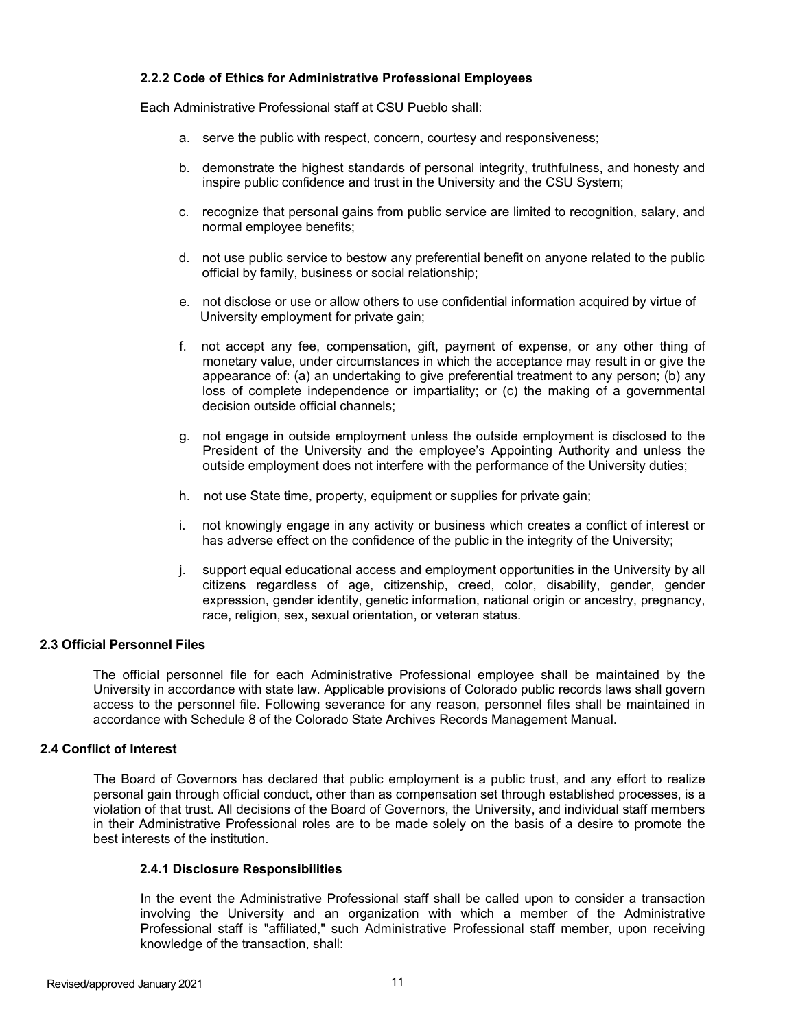#### 2.2.2 Code of Ethics for Administrative Professional Employees

Each Administrative Professional staff at CSU Pueblo shall:

a. serve the public with respect, concern, courtesy and responsiveness;

b. demonstrate the highest standards of personal integrity, truthfulness, and honesty and inspire public confidence and trust in the University and the CSU System;

c. recognize that personal gains from public service are limited to recognition, salary, and normal employee benefits;

d. not use public service to bestow any preferential benefit on anyone related to the public official by family, business or social relationship;

e. not disclose or use or allow others to use confidential information acquired by virtue of University employment for private gain;

f. not accept any fee, compensation, gift, payment of expense, or any other thing of monetary value, under circumstances in which the acceptance may result in or give the appearance of: (a) an undertaking to give preferential treatment to any person; (b) any loss of complete independence or impartiality; or (c) the making of a governmental decision outside official channels;

g. not engage in outside employment unless the outside employment is disclosed to the President of the University and the employee's Appointing Authority and unless the outside employment does not interfere with the performance of the University duties;

h. not use State time, property, equipment or supplies for private gain;

i. not knowingly engage in any activity or business which creates a conflict of interest or has adverse effect on the confidence of the public in the integrity of the University;

j. support equal educational access and employment opportunities in the University by all citizens regardless of age, citizenship, creed, color, disability, gender, gender expression, gender identity, genetic information, national origin or ancestry, pregnancy, race, religion, sex, sexual orientation, or veteran status.

### 2.3 Official Personnel Files

The official personnel file for each Administrative Professional employee shall be maintained by the University in accordance with state law. Applicable provisions of Colorado public records laws shall govern access to the personnel file. Following severance for any reason, personnel files shall be maintained in accordance with Schedule 8 of the Colorado State Archives Records Management Manual.

### 2.4 Conflict of Interest

The Board of Governors has declared that public employment is a public trust, and any effort to realize personal gain through official conduct, other than as compensation set through established processes, is a violation of that trust. All decisions of the Board of Governors, the University, and individual staff members in their Administrative Professional roles are to be made solely on the basis of a desire to promote the best interests of the institution.

#### 2.4.1 Disclosure Responsibilities

In the event the Administrative Professional staff shall be called upon to consider a transaction involving the University and an organization with which a member of the Administrative Professional staff is "affiliated," such Administrative Professional staff member, upon receiving knowledge of the transaction, shall: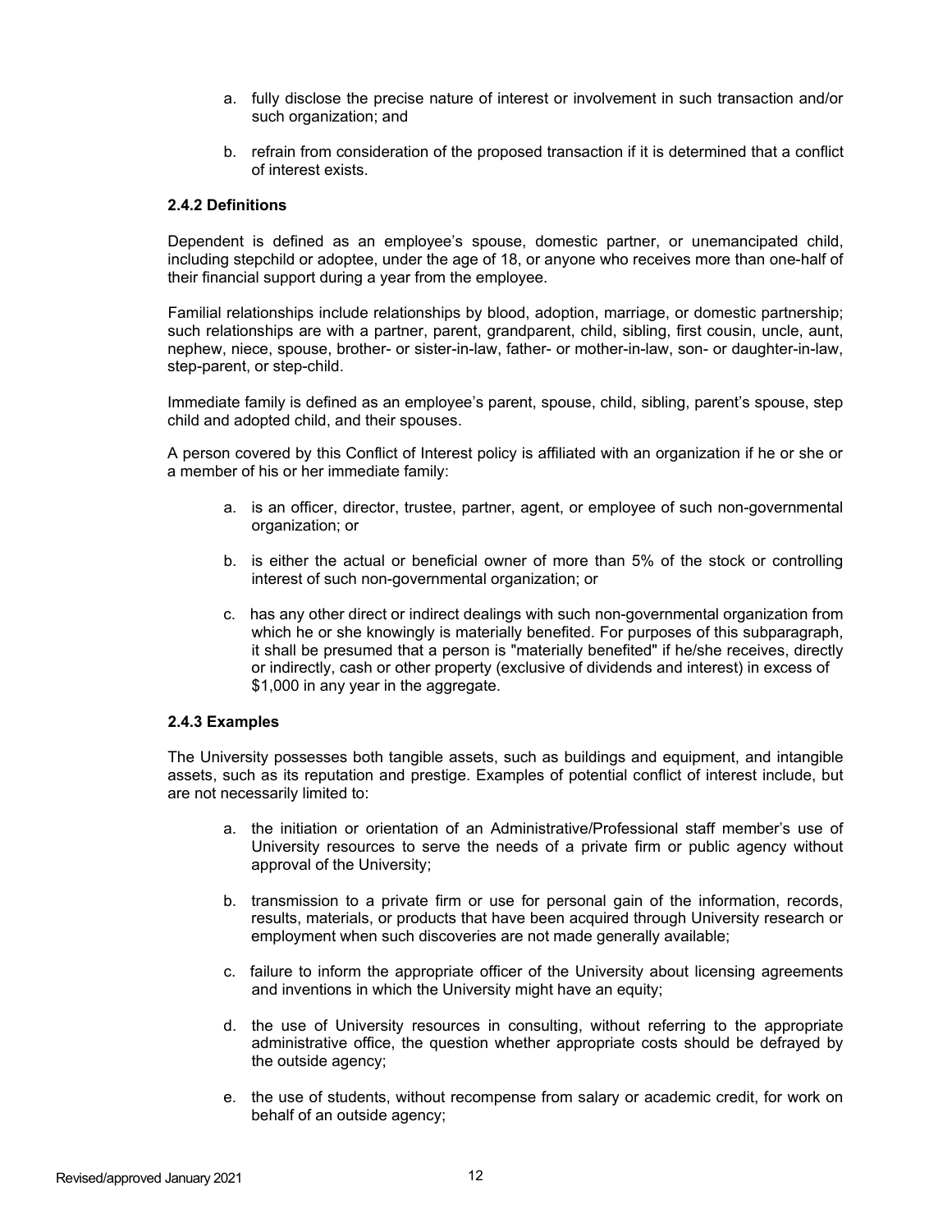a. fully disclose the precise nature of interest or involvement in such transaction and/or such organization; and

b. refrain from consideration of the proposed transaction if it is determined that a conflict of interest exists.

#### 2.4.2 Definitions

Dependent is defined as an employee's spouse, domestic partner, or unemancipated child, including stepchild or adoptee, under the age of 18, or anyone who receives more than one-half of their financial support during a year from the employee.

Familial relationships include relationships by blood, adoption, marriage, or domestic partnership; such relationships are with a partner, parent, grandparent, child, sibling, first cousin, uncle, aunt, nephew, niece, spouse, brother- or sister-in-law, father- or mother-in-law, son- or daughter-in-law, step-parent, or step-child.

Immediate family is defined as an employee's parent, spouse, child, sibling, parent's spouse, step child and adopted child, and their spouses.

A person covered by this Conflict of Interest policy is affiliated with an organization if he or she or a member of his or her immediate family:

a. is an officer, director, trustee, partner, agent, or employee of such non-governmental organization; or

b. is either the actual or beneficial owner of more than 5% of the stock or controlling interest of such non-governmental organization; or

c. has any other direct or indirect dealings with such non-governmental organization from which he or she knowingly is materially benefited. For purposes of this subparagraph, it shall be presumed that a person is "materially benefited" if he/she receives, directly or indirectly, cash or other property (exclusive of dividends and interest) in excess of $1,000 in any year in the aggregate.

#### 2.4.3 Examples

The University possesses both tangible assets, such as buildings and equipment, and intangible assets, such as its reputation and prestige. Examples of potential conflict of interest include, but are not necessarily limited to:

a. the initiation or orientation of an Administrative/Professional staff member's use of University resources to serve the needs of a private firm or public agency without approval of the University;

b. transmission to a private firm or use for personal gain of the information, records, results, materials, or products that have been acquired through University research or employment when such discoveries are not made generally available;

c. failure to inform the appropriate officer of the University about licensing agreements and inventions in which the University might have an equity;

d. the use of University resources in consulting, without referring to the appropriate administrative office, the question whether appropriate costs should be defrayed by the outside agency;

e. the use of students, without recompense from salary or academic credit, for work on behalf of an outside agency;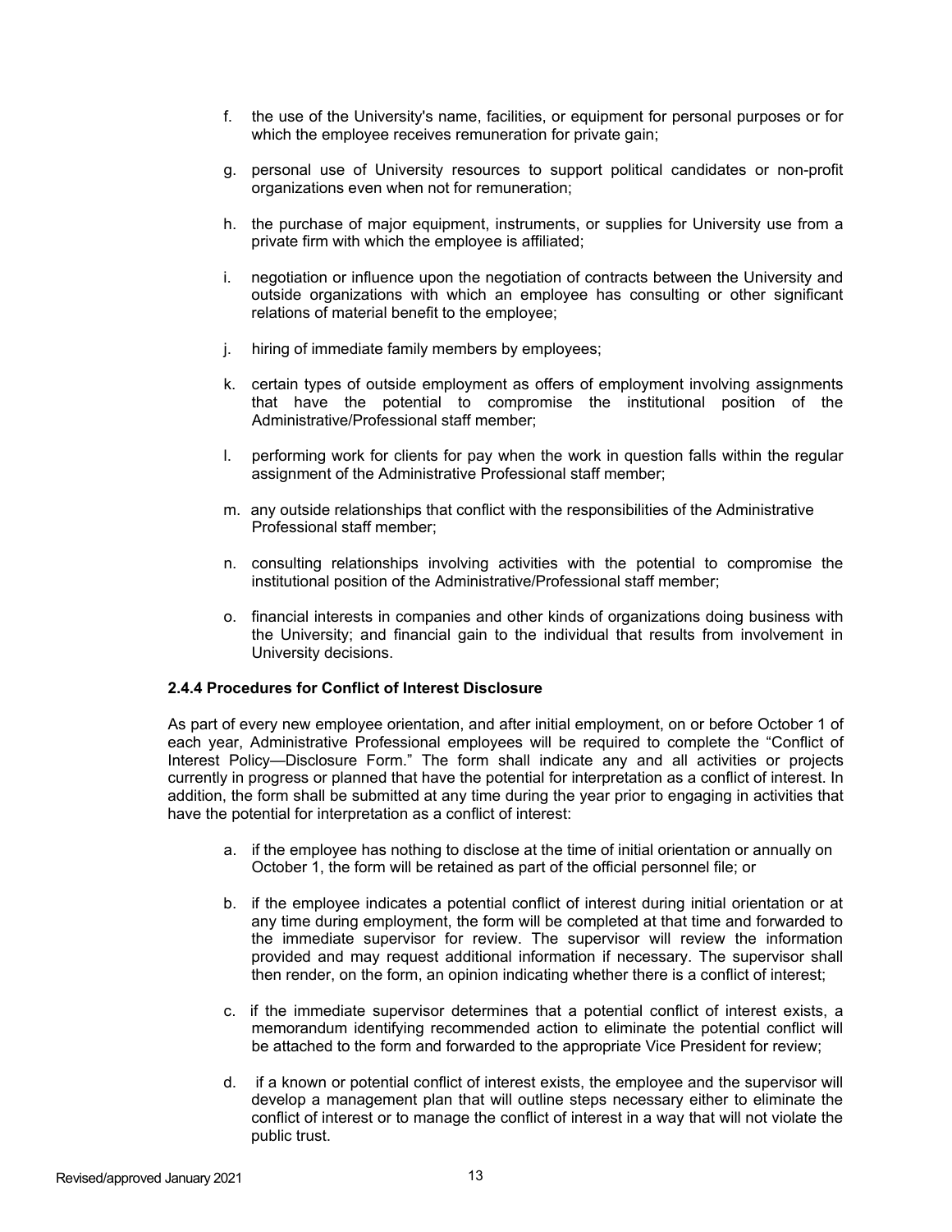f. the use of the University's name, facilities, or equipment for personal purposes or for which the employee receives remuneration for private gain;

g. personal use of University resources to support political candidates or non-profit organizations even when not for remuneration;

h. the purchase of major equipment, instruments, or supplies for University use from a private firm with which the employee is affiliated;

i. negotiation or influence upon the negotiation of contracts between the University and outside organizations with which an employee has consulting or other significant relations of material benefit to the employee;

j. hiring of immediate family members by employees;

k. certain types of outside employment as offers of employment involving assignments that have the potential to compromise the institutional position of the Administrative/Professional staff member;

l. performing work for clients for pay when the work in question falls within the regular assignment of the Administrative Professional staff member;

m. any outside relationships that conflict with the responsibilities of the Administrative Professional staff member;

n. consulting relationships involving activities with the potential to compromise the institutional position of the Administrative/Professional staff member;

o. financial interests in companies and other kinds of organizations doing business with the University; and financial gain to the individual that results from involvement in University decisions.

**2.4.4 Procedures for Conflict of Interest Disclosure**

As part of every new employee orientation, and after initial employment, on or before October 1 of each year, Administrative Professional employees will be required to complete the "Conflict of Interest Policy—Disclosure Form." The form shall indicate any and all activities or projects currently in progress or planned that have the potential for interpretation as a conflict of interest. In addition, the form shall be submitted at any time during the year prior to engaging in activities that have the potential for interpretation as a conflict of interest:

a. if the employee has nothing to disclose at the time of initial orientation or annually on October 1, the form will be retained as part of the official personnel file; or

b. if the employee indicates a potential conflict of interest during initial orientation or at any time during employment, the form will be completed at that time and forwarded to the immediate supervisor for review. The supervisor will review the information provided and may request additional information if necessary. The supervisor shall then render, on the form, an opinion indicating whether there is a conflict of interest;

c. if the immediate supervisor determines that a potential conflict of interest exists, a memorandum identifying recommended action to eliminate the potential conflict will be attached to the form and forwarded to the appropriate Vice President for review;

d. if a known or potential conflict of interest exists, the employee and the supervisor will develop a management plan that will outline steps necessary either to eliminate the conflict of interest or to manage the conflict of interest in a way that will not violate the public trust.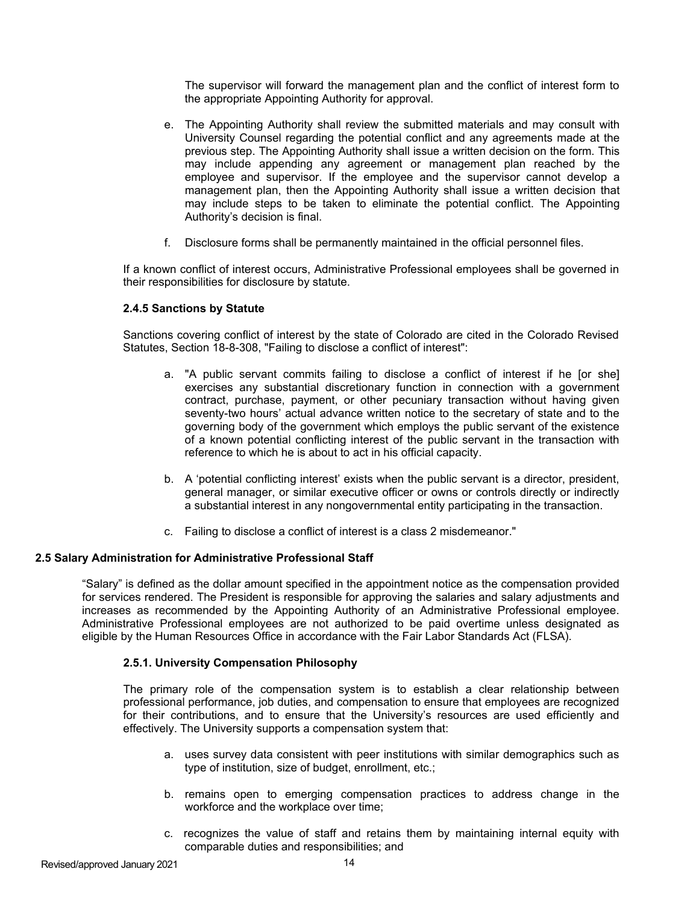The supervisor will forward the management plan and the conflict of interest form to the appropriate Appointing Authority for approval.

e. The Appointing Authority shall review the submitted materials and may consult with University Counsel regarding the potential conflict and any agreements made at the previous step. The Appointing Authority shall issue a written decision on the form. This may include appending any agreement or management plan reached by the employee and supervisor. If the employee and the supervisor cannot develop a management plan, then the Appointing Authority shall issue a written decision that may include steps to be taken to eliminate the potential conflict. The Appointing Authority's decision is final.

f. Disclosure forms shall be permanently maintained in the official personnel files.

If a known conflict of interest occurs, Administrative Professional employees shall be governed in their responsibilities for disclosure by statute.

#### 2.4.5 Sanctions by Statute

Sanctions covering conflict of interest by the state of Colorado are cited in the Colorado Revised Statutes, Section 18-8-308, "Failing to disclose a conflict of interest":

a. "A public servant commits failing to disclose a conflict of interest if he [or she] exercises any substantial discretionary function in connection with a government contract, purchase, payment, or other pecuniary transaction without having given seventy-two hours' actual advance written notice to the secretary of state and to the governing body of the government which employs the public servant of the existence of a known potential conflicting interest of the public servant in the transaction with reference to which he is about to act in his official capacity.

b. A 'potential conflicting interest' exists when the public servant is a director, president, general manager, or similar executive officer or owns or controls directly or indirectly a substantial interest in any nongovernmental entity participating in the transaction.

c. Failing to disclose a conflict of interest is a class 2 misdemeanor."

### 2.5 Salary Administration for Administrative Professional Staff

"Salary" is defined as the dollar amount specified in the appointment notice as the compensation provided for services rendered. The President is responsible for approving the salaries and salary adjustments and increases as recommended by the Appointing Authority of an Administrative Professional employee. Administrative Professional employees are not authorized to be paid overtime unless designated as eligible by the Human Resources Office in accordance with the Fair Labor Standards Act (FLSA).

#### 2.5.1. University Compensation Philosophy

The primary role of the compensation system is to establish a clear relationship between professional performance, job duties, and compensation to ensure that employees are recognized for their contributions, and to ensure that the University's resources are used efficiently and effectively. The University supports a compensation system that:

a. uses survey data consistent with peer institutions with similar demographics such as type of institution, size of budget, enrollment, etc.;

b. remains open to emerging compensation practices to address change in the workforce and the workplace over time;

c. recognizes the value of staff and retains them by maintaining internal equity with comparable duties and responsibilities; and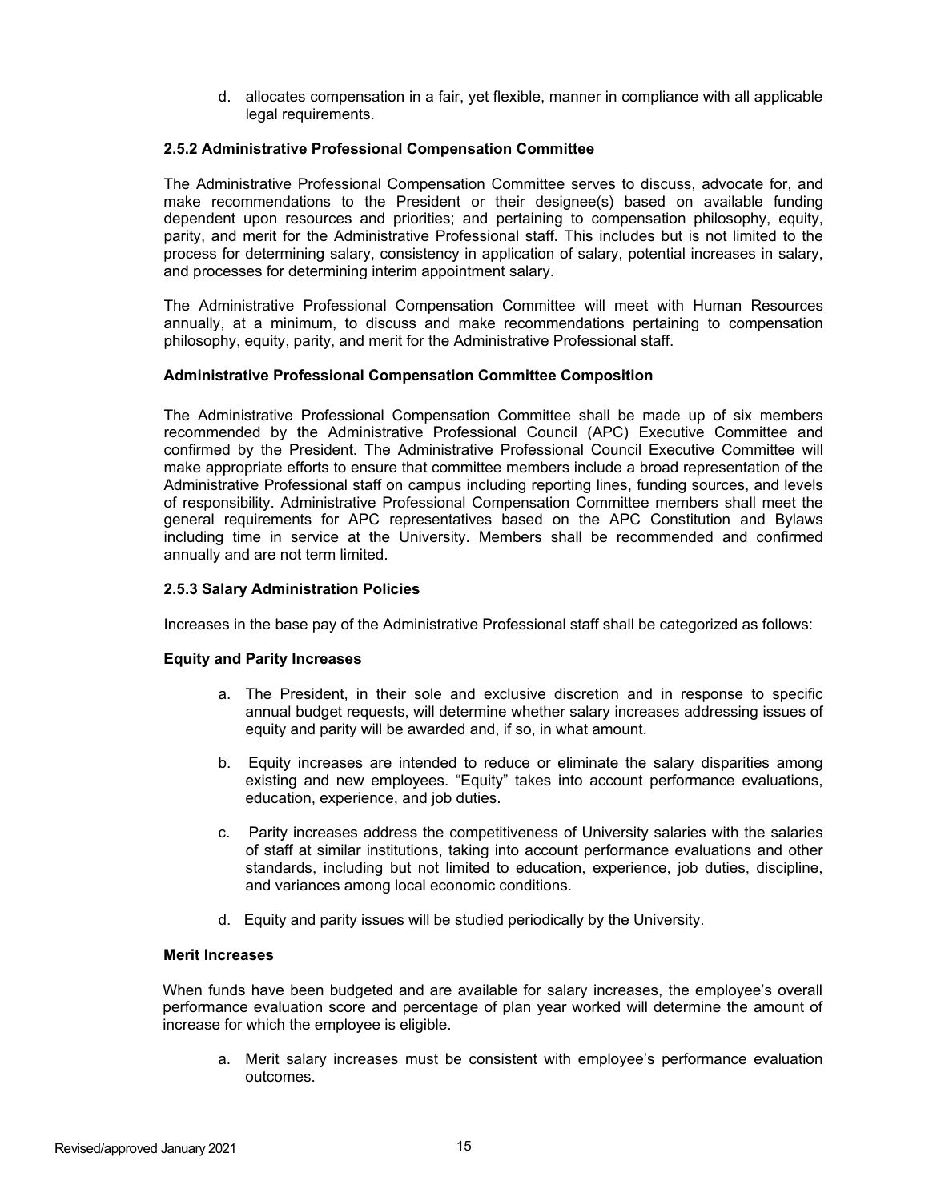d. allocates compensation in a fair, yet flexible, manner in compliance with all applicable legal requirements.

### 2.5.2 Administrative Professional Compensation Committee

The Administrative Professional Compensation Committee serves to discuss, advocate for, and make recommendations to the President or their designee(s) based on available funding dependent upon resources and priorities; and pertaining to compensation philosophy, equity, parity, and merit for the Administrative Professional staff. This includes but is not limited to the process for determining salary, consistency in application of salary, potential increases in salary, and processes for determining interim appointment salary.

The Administrative Professional Compensation Committee will meet with Human Resources annually, at a minimum, to discuss and make recommendations pertaining to compensation philosophy, equity, parity, and merit for the Administrative Professional staff.

#### Administrative Professional Compensation Committee Composition

The Administrative Professional Compensation Committee shall be made up of six members recommended by the Administrative Professional Council (APC) Executive Committee and confirmed by the President. The Administrative Professional Council Executive Committee will make appropriate efforts to ensure that committee members include a broad representation of the Administrative Professional staff on campus including reporting lines, funding sources, and levels of responsibility. Administrative Professional Compensation Committee members shall meet the general requirements for APC representatives based on the APC Constitution and Bylaws including time in service at the University. Members shall be recommended and confirmed annually and are not term limited.

### 2.5.3 Salary Administration Policies

Increases in the base pay of the Administrative Professional staff shall be categorized as follows:

#### Equity and Parity Increases

a. The President, in their sole and exclusive discretion and in response to specific annual budget requests, will determine whether salary increases addressing issues of equity and parity will be awarded and, if so, in what amount.

b. Equity increases are intended to reduce or eliminate the salary disparities among existing and new employees. “Equity” takes into account performance evaluations, education, experience, and job duties.

c. Parity increases address the competitiveness of University salaries with the salaries of staff at similar institutions, taking into account performance evaluations and other standards, including but not limited to education, experience, job duties, discipline, and variances among local economic conditions.

d. Equity and parity issues will be studied periodically by the University.

#### Merit Increases

When funds have been budgeted and are available for salary increases, the employee’s overall performance evaluation score and percentage of plan year worked will determine the amount of increase for which the employee is eligible.

a. Merit salary increases must be consistent with employee’s performance evaluation outcomes.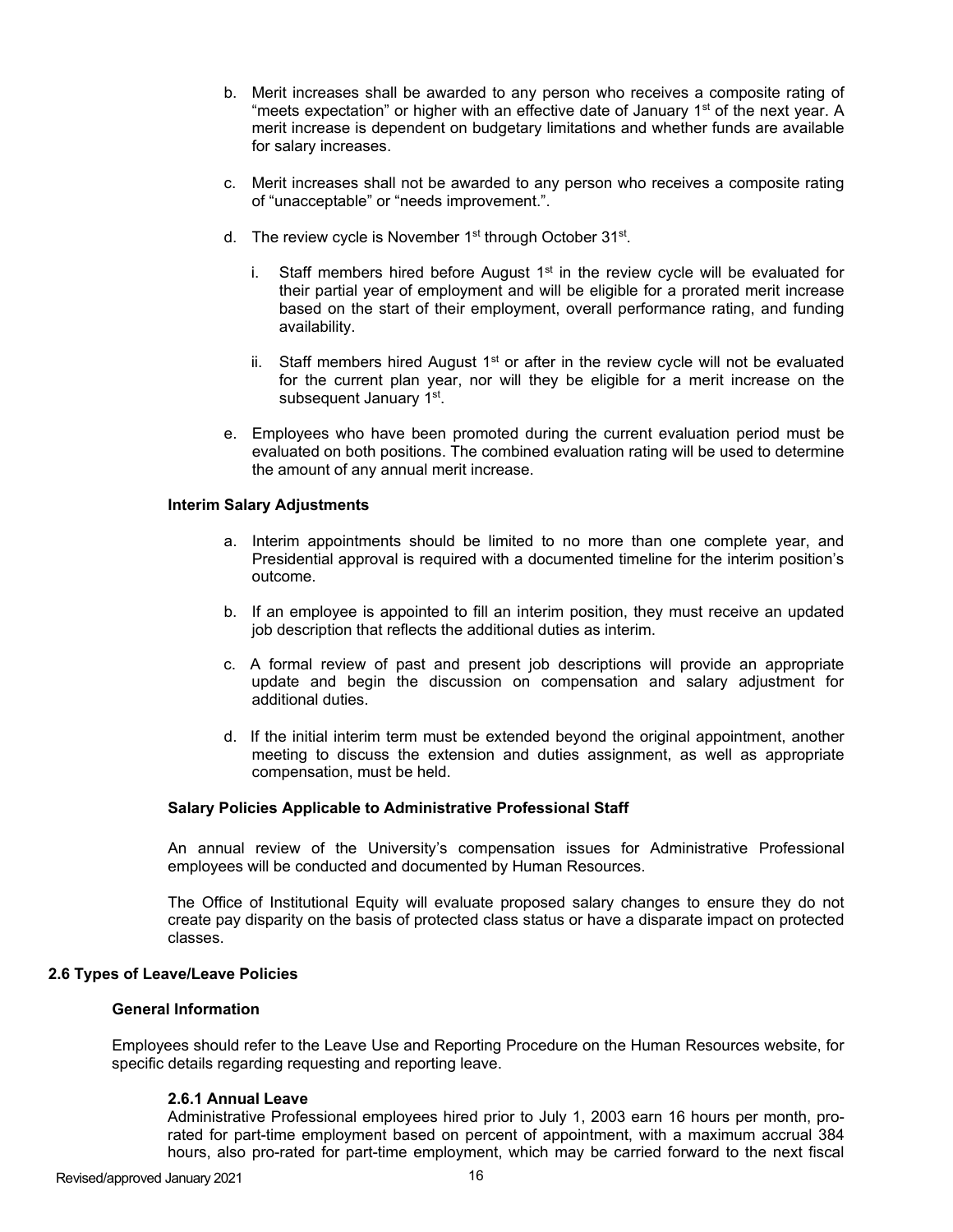b. Merit increases shall be awarded to any person who receives a composite rating of "meets expectation" or higher with an effective date of January 1st of the next year. A merit increase is dependent on budgetary limitations and whether funds are available for salary increases.

c. Merit increases shall not be awarded to any person who receives a composite rating of "unacceptable" or "needs improvement.".

d. The review cycle is November 1st through October 31st.

   i. Staff members hired before August 1st in the review cycle will be evaluated for their partial year of employment and will be eligible for a prorated merit increase based on the start of their employment, overall performance rating, and funding availability.

   ii. Staff members hired August 1st or after in the review cycle will not be evaluated for the current plan year, nor will they be eligible for a merit increase on the subsequent January 1st.

e. Employees who have been promoted during the current evaluation period must be evaluated on both positions. The combined evaluation rating will be used to determine the amount of any annual merit increase.

**Interim Salary Adjustments**

a. Interim appointments should be limited to no more than one complete year, and Presidential approval is required with a documented timeline for the interim position's outcome.

b. If an employee is appointed to fill an interim position, they must receive an updated job description that reflects the additional duties as interim.

c. A formal review of past and present job descriptions will provide an appropriate update and begin the discussion on compensation and salary adjustment for additional duties.

d. If the initial interim term must be extended beyond the original appointment, another meeting to discuss the extension and duties assignment, as well as appropriate compensation, must be held.

**Salary Policies Applicable to Administrative Professional Staff**

An annual review of the University's compensation issues for Administrative Professional employees will be conducted and documented by Human Resources.

The Office of Institutional Equity will evaluate proposed salary changes to ensure they do not create pay disparity on the basis of protected class status or have a disparate impact on protected classes.

## 2.6 Types of Leave/Leave Policies

**General Information**

Employees should refer to the Leave Use and Reporting Procedure on the Human Resources website, for specific details regarding requesting and reporting leave.

### 2.6.1 Annual Leave

Administrative Professional employees hired prior to July 1, 2003 earn 16 hours per month, pro-rated for part-time employment based on percent of appointment, with a maximum accrual 384 hours, also pro-rated for part-time employment, which may be carried forward to the next fiscal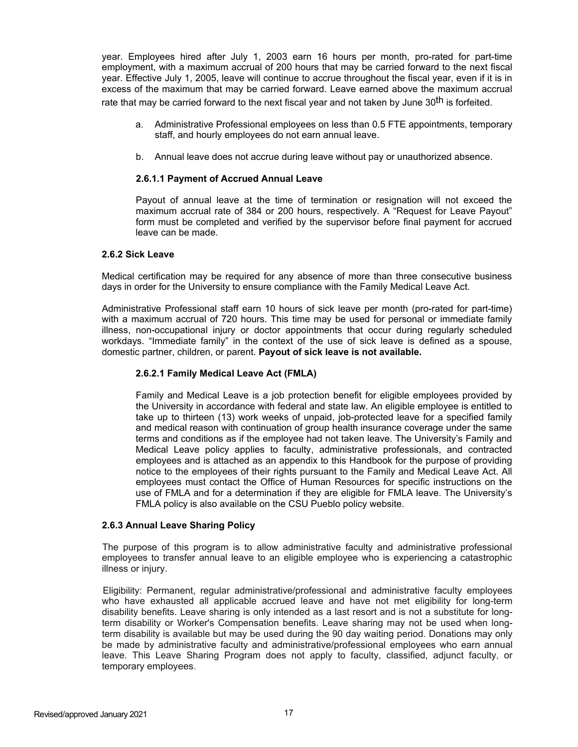year. Employees hired after July 1, 2003 earn 16 hours per month, pro-rated for part-time employment, with a maximum accrual of 200 hours that may be carried forward to the next fiscal year. Effective July 1, 2005, leave will continue to accrue throughout the fiscal year, even if it is in excess of the maximum that may be carried forward. Leave earned above the maximum accrual rate that may be carried forward to the next fiscal year and not taken by June 30th is forfeited.

a. Administrative Professional employees on less than 0.5 FTE appointments, temporary staff, and hourly employees do not earn annual leave.

b. Annual leave does not accrue during leave without pay or unauthorized absence.

#### 2.6.1.1 Payment of Accrued Annual Leave

Payout of annual leave at the time of termination or resignation will not exceed the maximum accrual rate of 384 or 200 hours, respectively. A "Request for Leave Payout" form must be completed and verified by the supervisor before final payment for accrued leave can be made.

### 2.6.2 Sick Leave

Medical certification may be required for any absence of more than three consecutive business days in order for the University to ensure compliance with the Family Medical Leave Act.

Administrative Professional staff earn 10 hours of sick leave per month (pro-rated for part-time) with a maximum accrual of 720 hours. This time may be used for personal or immediate family illness, non-occupational injury or doctor appointments that occur during regularly scheduled workdays. "Immediate family" in the context of the use of sick leave is defined as a spouse, domestic partner, children, or parent. **Payout of sick leave is not available.**

#### 2.6.2.1 Family Medical Leave Act (FMLA)

Family and Medical Leave is a job protection benefit for eligible employees provided by the University in accordance with federal and state law. An eligible employee is entitled to take up to thirteen (13) work weeks of unpaid, job-protected leave for a specified family and medical reason with continuation of group health insurance coverage under the same terms and conditions as if the employee had not taken leave. The University's Family and Medical Leave policy applies to faculty, administrative professionals, and contracted employees and is attached as an appendix to this Handbook for the purpose of providing notice to the employees of their rights pursuant to the Family and Medical Leave Act. All employees must contact the Office of Human Resources for specific instructions on the use of FMLA and for a determination if they are eligible for FMLA leave. The University's FMLA policy is also available on the CSU Pueblo policy website.

### 2.6.3 Annual Leave Sharing Policy

The purpose of this program is to allow administrative faculty and administrative professional employees to transfer annual leave to an eligible employee who is experiencing a catastrophic illness or injury.

Eligibility: Permanent, regular administrative/professional and administrative faculty employees who have exhausted all applicable accrued leave and have not met eligibility for long-term disability benefits. Leave sharing is only intended as a last resort and is not a substitute for long-term disability or Worker's Compensation benefits. Leave sharing may not be used when long-term disability is available but may be used during the 90 day waiting period. Donations may only be made by administrative faculty and administrative/professional employees who earn annual leave. This Leave Sharing Program does not apply to faculty, classified, adjunct faculty, or temporary employees.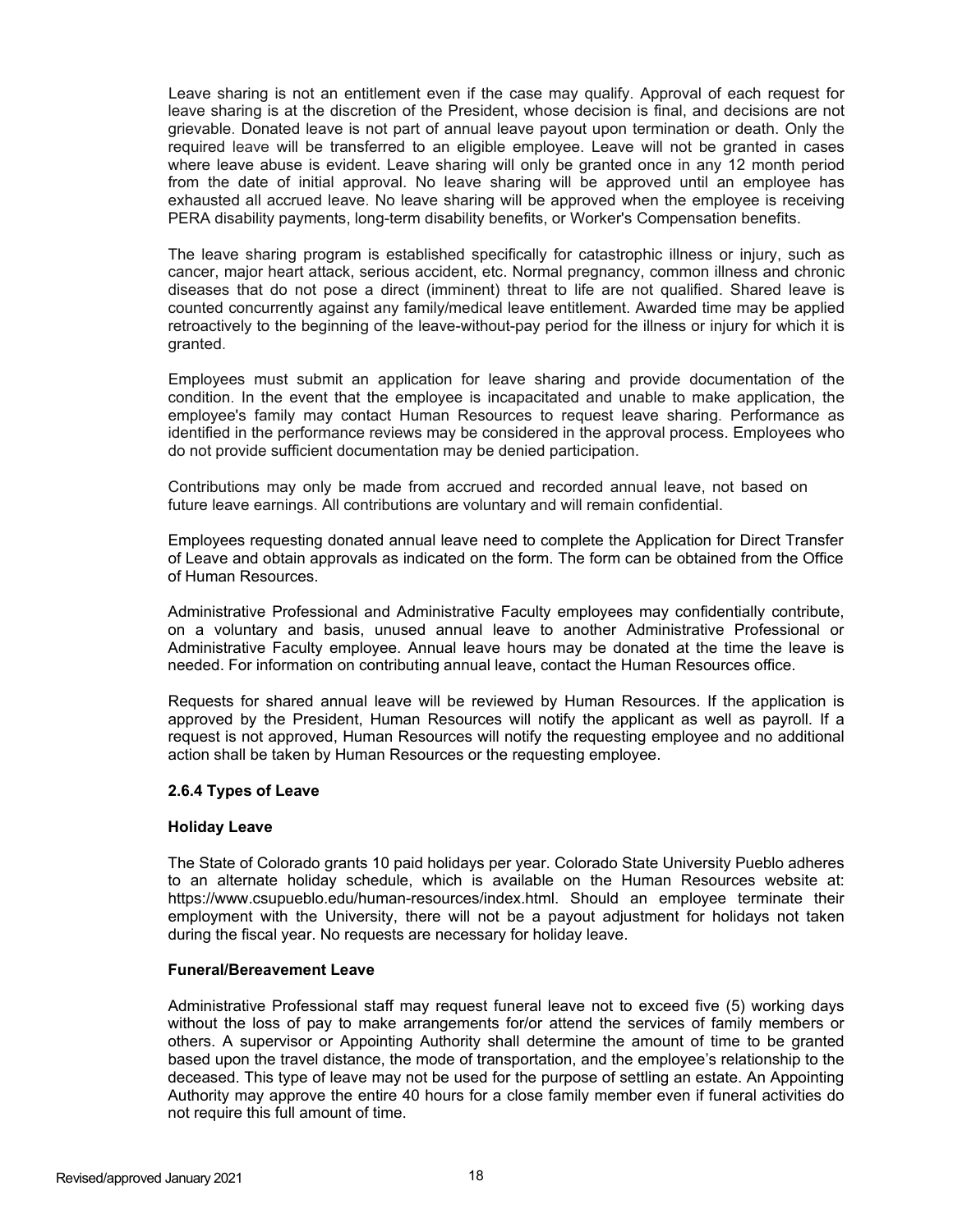Leave sharing is not an entitlement even if the case may qualify. Approval of each request for leave sharing is at the discretion of the President, whose decision is final, and decisions are not grievable. Donated leave is not part of annual leave payout upon termination or death. Only the required leave will be transferred to an eligible employee. Leave will not be granted in cases where leave abuse is evident. Leave sharing will only be granted once in any 12 month period from the date of initial approval. No leave sharing will be approved until an employee has exhausted all accrued leave. No leave sharing will be approved when the employee is receiving PERA disability payments, long-term disability benefits, or Worker's Compensation benefits.

The leave sharing program is established specifically for catastrophic illness or injury, such as cancer, major heart attack, serious accident, etc. Normal pregnancy, common illness and chronic diseases that do not pose a direct (imminent) threat to life are not qualified. Shared leave is counted concurrently against any family/medical leave entitlement. Awarded time may be applied retroactively to the beginning of the leave-without-pay period for the illness or injury for which it is granted.

Employees must submit an application for leave sharing and provide documentation of the condition. In the event that the employee is incapacitated and unable to make application, the employee's family may contact Human Resources to request leave sharing. Performance as identified in the performance reviews may be considered in the approval process. Employees who do not provide sufficient documentation may be denied participation.

Contributions may only be made from accrued and recorded annual leave, not based on future leave earnings. All contributions are voluntary and will remain confidential.

Employees requesting donated annual leave need to complete the Application for Direct Transfer of Leave and obtain approvals as indicated on the form. The form can be obtained from the Office of Human Resources.

Administrative Professional and Administrative Faculty employees may confidentially contribute, on a voluntary and basis, unused annual leave to another Administrative Professional or Administrative Faculty employee. Annual leave hours may be donated at the time the leave is needed. For information on contributing annual leave, contact the Human Resources office.

Requests for shared annual leave will be reviewed by Human Resources. If the application is approved by the President, Human Resources will notify the applicant as well as payroll. If a request is not approved, Human Resources will notify the requesting employee and no additional action shall be taken by Human Resources or the requesting employee.

### 2.6.4 Types of Leave

#### Holiday Leave

The State of Colorado grants 10 paid holidays per year. Colorado State University Pueblo adheres to an alternate holiday schedule, which is available on the Human Resources website at: https://www.csupueblo.edu/human-resources/index.html. Should an employee terminate their employment with the University, there will not be a payout adjustment for holidays not taken during the fiscal year. No requests are necessary for holiday leave.

#### Funeral/Bereavement Leave

Administrative Professional staff may request funeral leave not to exceed five (5) working days without the loss of pay to make arrangements for/or attend the services of family members or others. A supervisor or Appointing Authority shall determine the amount of time to be granted based upon the travel distance, the mode of transportation, and the employee's relationship to the deceased. This type of leave may not be used for the purpose of settling an estate. An Appointing Authority may approve the entire 40 hours for a close family member even if funeral activities do not require this full amount of time.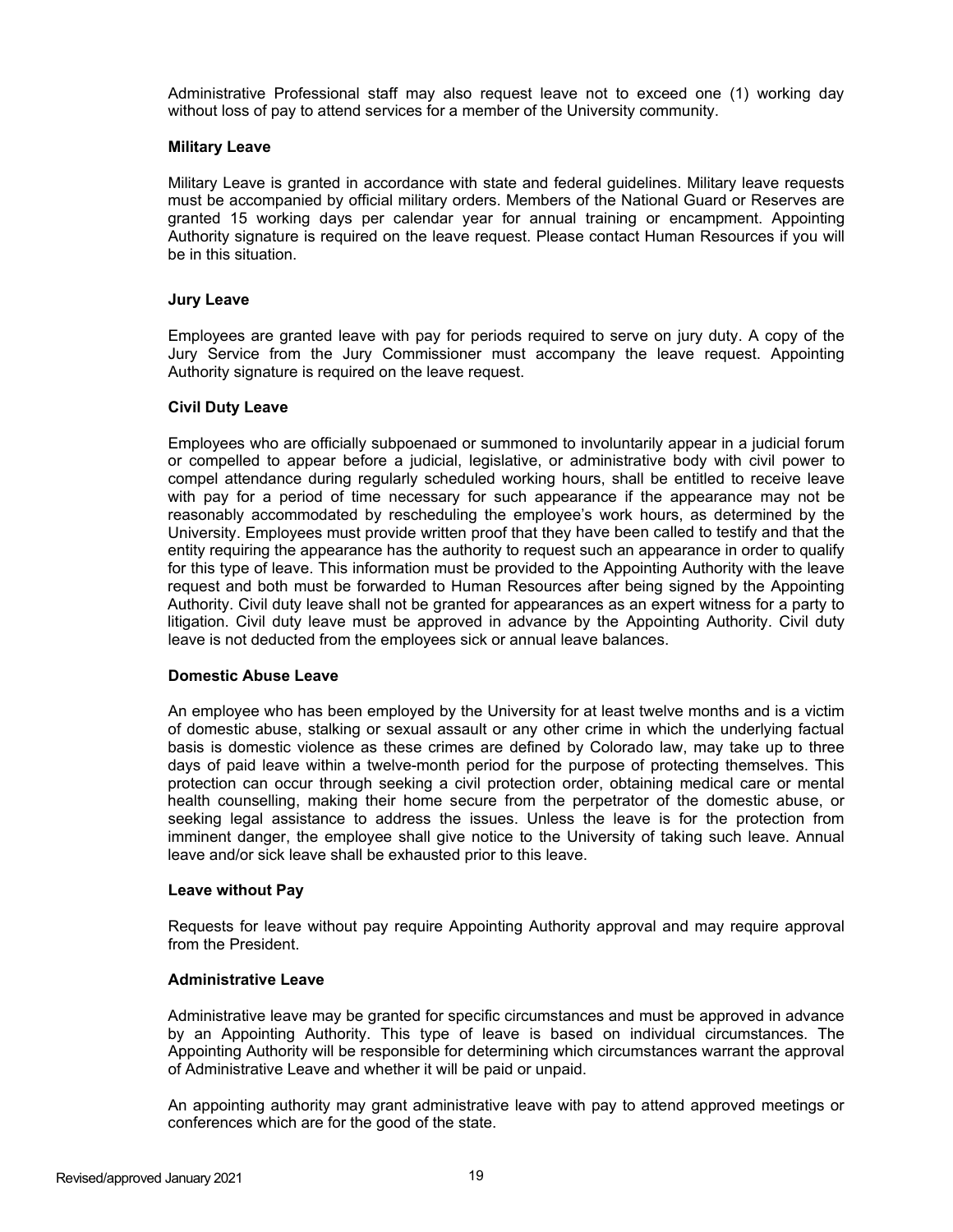Administrative Professional staff may also request leave not to exceed one (1) working day without loss of pay to attend services for a member of the University community.

**Military Leave**

Military Leave is granted in accordance with state and federal guidelines. Military leave requests must be accompanied by official military orders. Members of the National Guard or Reserves are granted 15 working days per calendar year for annual training or encampment. Appointing Authority signature is required on the leave request. Please contact Human Resources if you will be in this situation.

**Jury Leave**

Employees are granted leave with pay for periods required to serve on jury duty. A copy of the Jury Service from the Jury Commissioner must accompany the leave request. Appointing Authority signature is required on the leave request.

**Civil Duty Leave**

Employees who are officially subpoenaed or summoned to involuntarily appear in a judicial forum or compelled to appear before a judicial, legislative, or administrative body with civil power to compel attendance during regularly scheduled working hours, shall be entitled to receive leave with pay for a period of time necessary for such appearance if the appearance may not be reasonably accommodated by rescheduling the employee's work hours, as determined by the University. Employees must provide written proof that they have been called to testify and that the entity requiring the appearance has the authority to request such an appearance in order to qualify for this type of leave. This information must be provided to the Appointing Authority with the leave request and both must be forwarded to Human Resources after being signed by the Appointing Authority. Civil duty leave shall not be granted for appearances as an expert witness for a party to litigation. Civil duty leave must be approved in advance by the Appointing Authority. Civil duty leave is not deducted from the employees sick or annual leave balances.

**Domestic Abuse Leave**

An employee who has been employed by the University for at least twelve months and is a victim of domestic abuse, stalking or sexual assault or any other crime in which the underlying factual basis is domestic violence as these crimes are defined by Colorado law, may take up to three days of paid leave within a twelve-month period for the purpose of protecting themselves. This protection can occur through seeking a civil protection order, obtaining medical care or mental health counselling, making their home secure from the perpetrator of the domestic abuse, or seeking legal assistance to address the issues. Unless the leave is for the protection from imminent danger, the employee shall give notice to the University of taking such leave. Annual leave and/or sick leave shall be exhausted prior to this leave.

**Leave without Pay**

Requests for leave without pay require Appointing Authority approval and may require approval from the President.

**Administrative Leave**

Administrative leave may be granted for specific circumstances and must be approved in advance by an Appointing Authority. This type of leave is based on individual circumstances. The Appointing Authority will be responsible for determining which circumstances warrant the approval of Administrative Leave and whether it will be paid or unpaid.

An appointing authority may grant administrative leave with pay to attend approved meetings or conferences which are for the good of the state.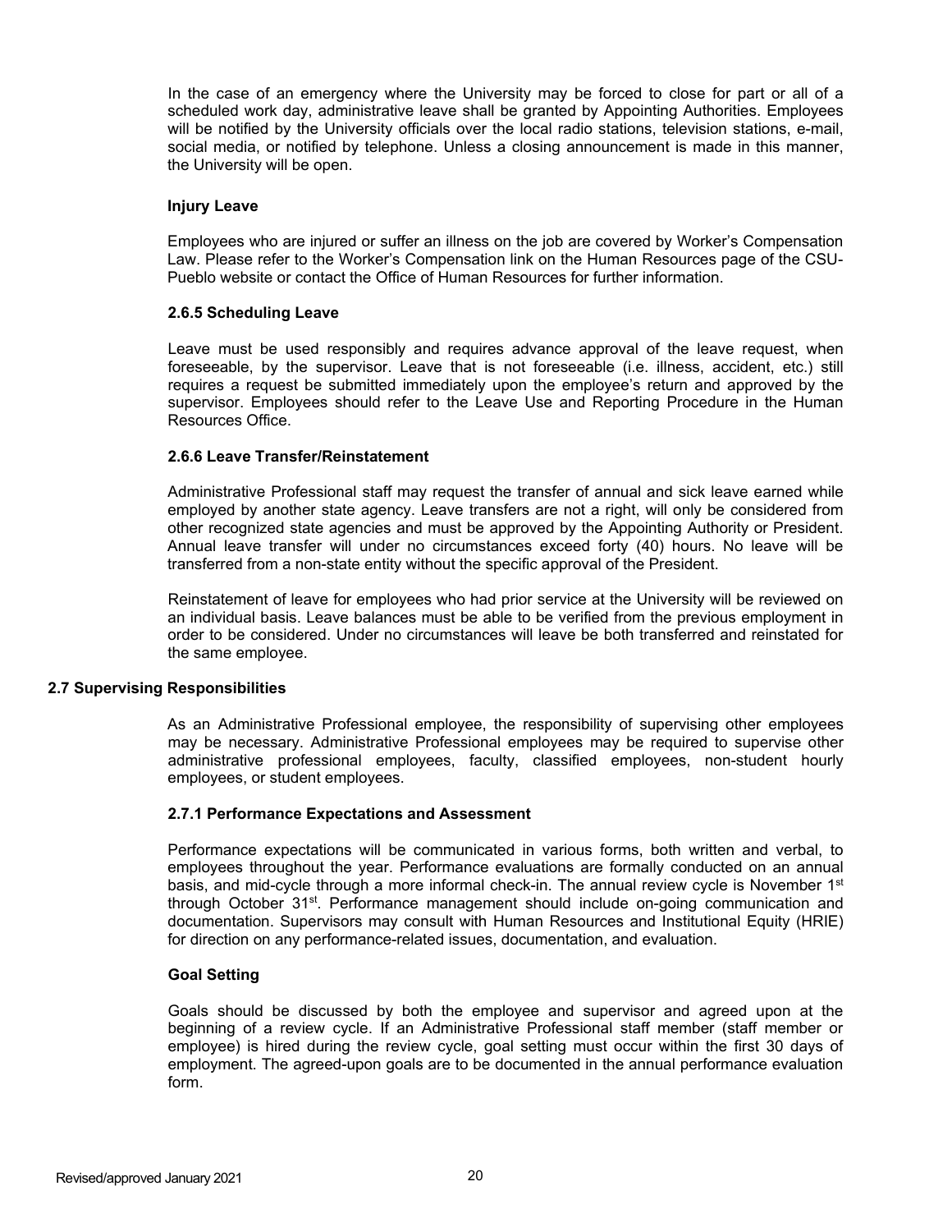In the case of an emergency where the University may be forced to close for part or all of a scheduled work day, administrative leave shall be granted by Appointing Authorities. Employees will be notified by the University officials over the local radio stations, television stations, e-mail, social media, or notified by telephone. Unless a closing announcement is made in this manner, the University will be open.

#### Injury Leave

Employees who are injured or suffer an illness on the job are covered by Worker's Compensation Law. Please refer to the Worker's Compensation link on the Human Resources page of the CSU-Pueblo website or contact the Office of Human Resources for further information.

#### 2.6.5 Scheduling Leave

Leave must be used responsibly and requires advance approval of the leave request, when foreseeable, by the supervisor. Leave that is not foreseeable (i.e. illness, accident, etc.) still requires a request be submitted immediately upon the employee's return and approved by the supervisor. Employees should refer to the Leave Use and Reporting Procedure in the Human Resources Office.

#### 2.6.6 Leave Transfer/Reinstatement

Administrative Professional staff may request the transfer of annual and sick leave earned while employed by another state agency. Leave transfers are not a right, will only be considered from other recognized state agencies and must be approved by the Appointing Authority or President. Annual leave transfer will under no circumstances exceed forty (40) hours. No leave will be transferred from a non-state entity without the specific approval of the President.

Reinstatement of leave for employees who had prior service at the University will be reviewed on an individual basis. Leave balances must be able to be verified from the previous employment in order to be considered. Under no circumstances will leave be both transferred and reinstated for the same employee.

### 2.7 Supervising Responsibilities

As an Administrative Professional employee, the responsibility of supervising other employees may be necessary. Administrative Professional employees may be required to supervise other administrative professional employees, faculty, classified employees, non-student hourly employees, or student employees.

#### 2.7.1 Performance Expectations and Assessment

Performance expectations will be communicated in various forms, both written and verbal, to employees throughout the year. Performance evaluations are formally conducted on an annual basis, and mid-cycle through a more informal check-in. The annual review cycle is November 1st through October 31st. Performance management should include on-going communication and documentation. Supervisors may consult with Human Resources and Institutional Equity (HRIE) for direction on any performance-related issues, documentation, and evaluation.

#### Goal Setting

Goals should be discussed by both the employee and supervisor and agreed upon at the beginning of a review cycle. If an Administrative Professional staff member (staff member or employee) is hired during the review cycle, goal setting must occur within the first 30 days of employment. The agreed-upon goals are to be documented in the annual performance evaluation form.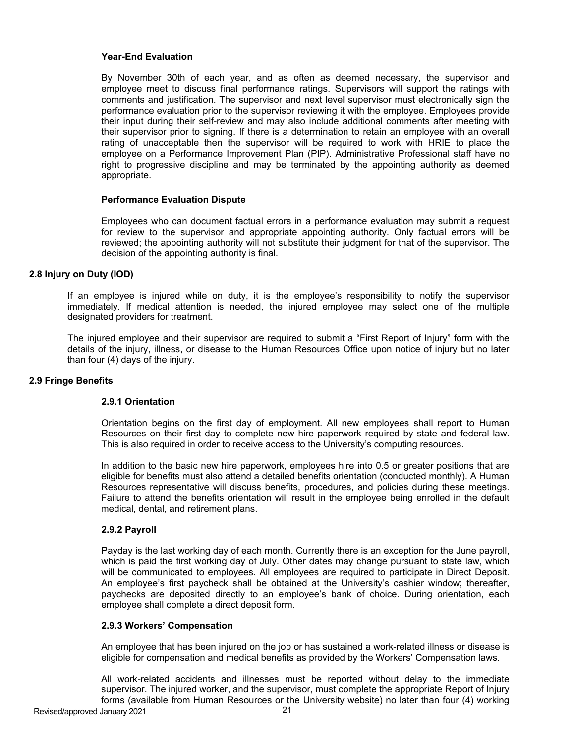#### Year-End Evaluation

By November 30th of each year, and as often as deemed necessary, the supervisor and employee meet to discuss final performance ratings. Supervisors will support the ratings with comments and justification. The supervisor and next level supervisor must electronically sign the performance evaluation prior to the supervisor reviewing it with the employee. Employees provide their input during their self-review and may also include additional comments after meeting with their supervisor prior to signing. If there is a determination to retain an employee with an overall rating of unacceptable then the supervisor will be required to work with HRIE to place the employee on a Performance Improvement Plan (PIP). Administrative Professional staff have no right to progressive discipline and may be terminated by the appointing authority as deemed appropriate.

#### Performance Evaluation Dispute

Employees who can document factual errors in a performance evaluation may submit a request for review to the supervisor and appropriate appointing authority. Only factual errors will be reviewed; the appointing authority will not substitute their judgment for that of the supervisor. The decision of the appointing authority is final.

## 2.8 Injury on Duty (IOD)

If an employee is injured while on duty, it is the employee's responsibility to notify the supervisor immediately. If medical attention is needed, the injured employee may select one of the multiple designated providers for treatment.

The injured employee and their supervisor are required to submit a "First Report of Injury" form with the details of the injury, illness, or disease to the Human Resources Office upon notice of injury but no later than four (4) days of the injury.

## 2.9 Fringe Benefits

### 2.9.1 Orientation

Orientation begins on the first day of employment. All new employees shall report to Human Resources on their first day to complete new hire paperwork required by state and federal law. This is also required in order to receive access to the University's computing resources.

In addition to the basic new hire paperwork, employees hire into 0.5 or greater positions that are eligible for benefits must also attend a detailed benefits orientation (conducted monthly). A Human Resources representative will discuss benefits, procedures, and policies during these meetings. Failure to attend the benefits orientation will result in the employee being enrolled in the default medical, dental, and retirement plans.

### 2.9.2 Payroll

Payday is the last working day of each month. Currently there is an exception for the June payroll, which is paid the first working day of July. Other dates may change pursuant to state law, which will be communicated to employees. All employees are required to participate in Direct Deposit. An employee's first paycheck shall be obtained at the University's cashier window; thereafter, paychecks are deposited directly to an employee's bank of choice. During orientation, each employee shall complete a direct deposit form.

### 2.9.3 Workers' Compensation

An employee that has been injured on the job or has sustained a work-related illness or disease is eligible for compensation and medical benefits as provided by the Workers' Compensation laws.

All work-related accidents and illnesses must be reported without delay to the immediate supervisor. The injured worker, and the supervisor, must complete the appropriate Report of Injury forms (available from Human Resources or the University website) no later than four (4) working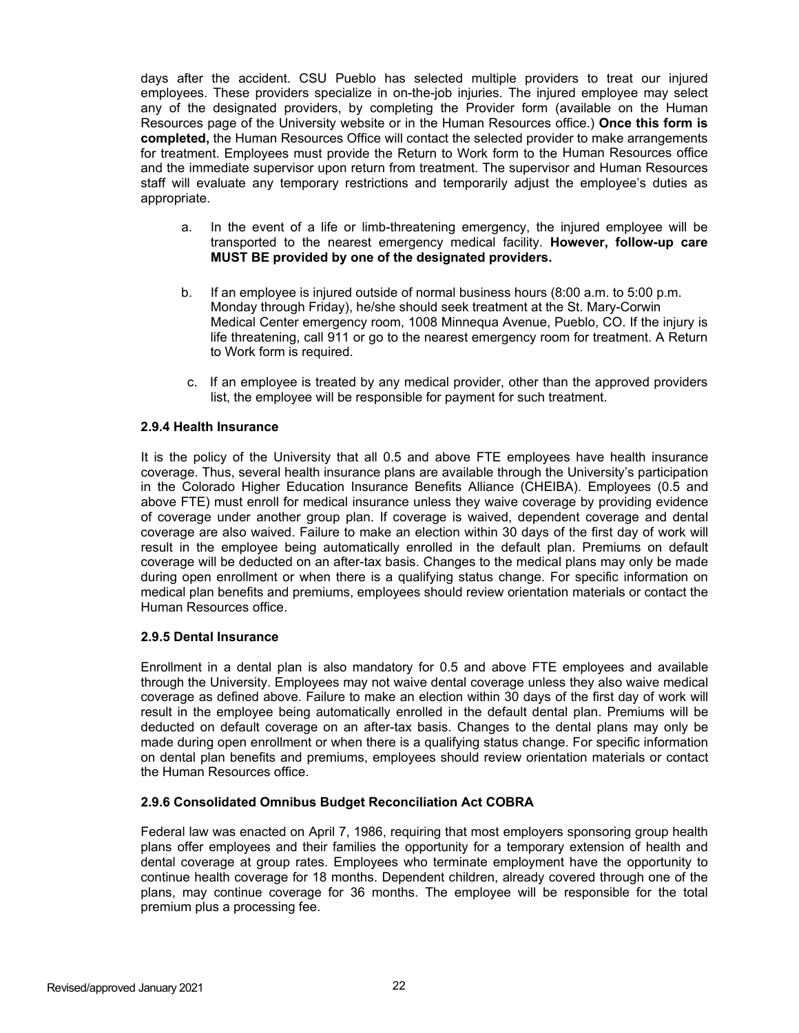days after the accident. CSU Pueblo has selected multiple providers to treat our injured employees. These providers specialize in on-the-job injuries. The injured employee may select any of the designated providers, by completing the Provider form (available on the Human Resources page of the University website or in the Human Resources office.) **Once this form is completed,** the Human Resources Office will contact the selected provider to make arrangements for treatment. Employees must provide the Return to Work form to the Human Resources office and the immediate supervisor upon return from treatment. The supervisor and Human Resources staff will evaluate any temporary restrictions and temporarily adjust the employee's duties as appropriate.

a. In the event of a life or limb-threatening emergency, the injured employee will be transported to the nearest emergency medical facility. **However, follow-up care MUST BE provided by one of the designated providers.**

b. If an employee is injured outside of normal business hours (8:00 a.m. to 5:00 p.m. Monday through Friday), he/she should seek treatment at the St. Mary-Corwin Medical Center emergency room, 1008 Minnequa Avenue, Pueblo, CO. If the injury is life threatening, call 911 or go to the nearest emergency room for treatment. A Return to Work form is required.

c. If an employee is treated by any medical provider, other than the approved providers list, the employee will be responsible for payment for such treatment.

### 2.9.4 Health Insurance

It is the policy of the University that all 0.5 and above FTE employees have health insurance coverage. Thus, several health insurance plans are available through the University's participation in the Colorado Higher Education Insurance Benefits Alliance (CHEIBA). Employees (0.5 and above FTE) must enroll for medical insurance unless they waive coverage by providing evidence of coverage under another group plan. If coverage is waived, dependent coverage and dental coverage are also waived. Failure to make an election within 30 days of the first day of work will result in the employee being automatically enrolled in the default plan. Premiums on default coverage will be deducted on an after-tax basis. Changes to the medical plans may only be made during open enrollment or when there is a qualifying status change. For specific information on medical plan benefits and premiums, employees should review orientation materials or contact the Human Resources office.

### 2.9.5 Dental Insurance

Enrollment in a dental plan is also mandatory for 0.5 and above FTE employees and available through the University. Employees may not waive dental coverage unless they also waive medical coverage as defined above. Failure to make an election within 30 days of the first day of work will result in the employee being automatically enrolled in the default dental plan. Premiums will be deducted on default coverage on an after-tax basis. Changes to the dental plans may only be made during open enrollment or when there is a qualifying status change. For specific information on dental plan benefits and premiums, employees should review orientation materials or contact the Human Resources office.

### 2.9.6 Consolidated Omnibus Budget Reconciliation Act COBRA

Federal law was enacted on April 7, 1986, requiring that most employers sponsoring group health plans offer employees and their families the opportunity for a temporary extension of health and dental coverage at group rates. Employees who terminate employment have the opportunity to continue health coverage for 18 months. Dependent children, already covered through one of the plans, may continue coverage for 36 months. The employee will be responsible for the total premium plus a processing fee.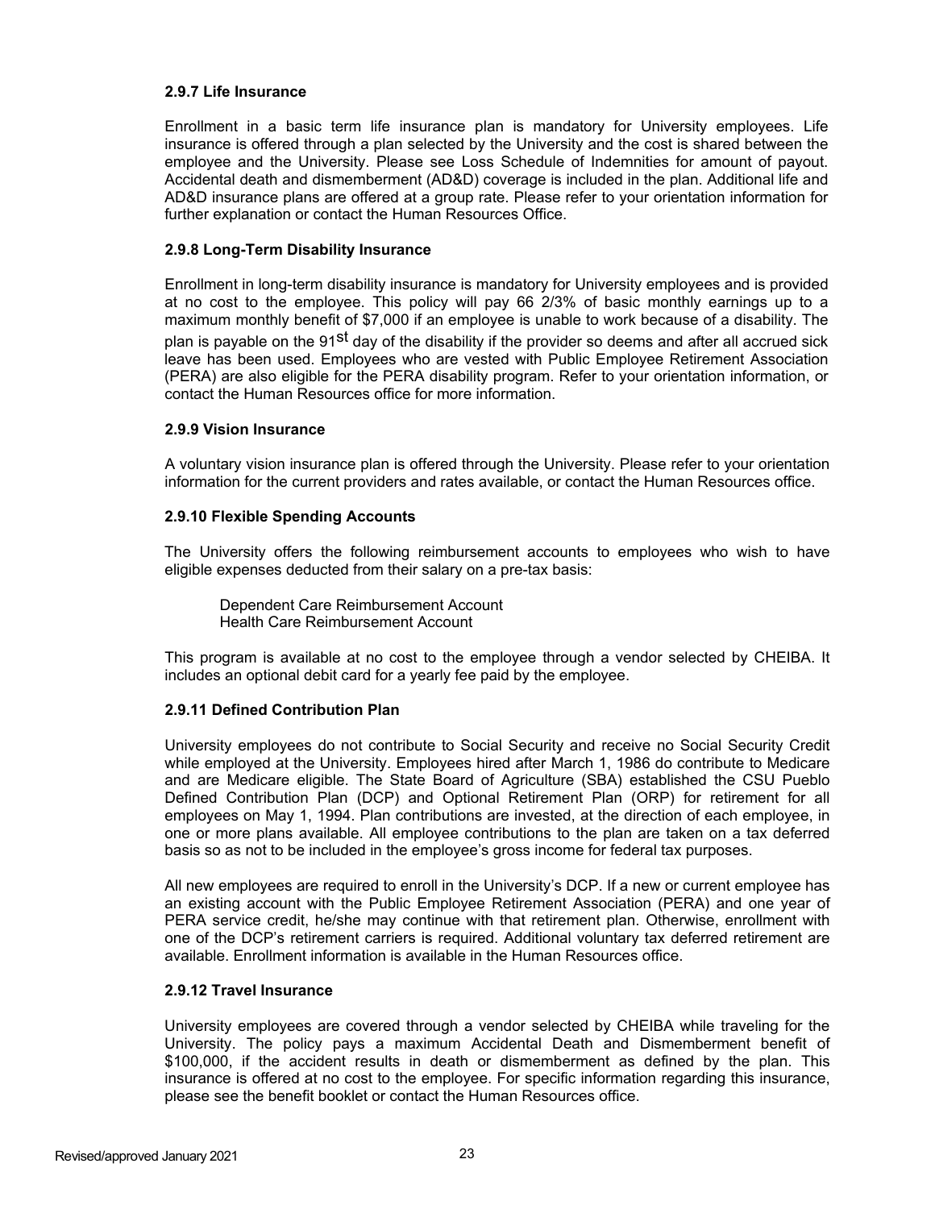### 2.9.7 Life Insurance

Enrollment in a basic term life insurance plan is mandatory for University employees. Life insurance is offered through a plan selected by the University and the cost is shared between the employee and the University. Please see Loss Schedule of Indemnities for amount of payout. Accidental death and dismemberment (AD&D) coverage is included in the plan. Additional life and AD&D insurance plans are offered at a group rate. Please refer to your orientation information for further explanation or contact the Human Resources Office.

### 2.9.8 Long-Term Disability Insurance

Enrollment in long-term disability insurance is mandatory for University employees and is provided at no cost to the employee. This policy will pay 66 2/3% of basic monthly earnings up to a maximum monthly benefit of $7,000 if an employee is unable to work because of a disability. The plan is payable on the 91st day of the disability if the provider so deems and after all accrued sick leave has been used. Employees who are vested with Public Employee Retirement Association (PERA) are also eligible for the PERA disability program. Refer to your orientation information, or contact the Human Resources office for more information.

### 2.9.9 Vision Insurance

A voluntary vision insurance plan is offered through the University. Please refer to your orientation information for the current providers and rates available, or contact the Human Resources office.

### 2.9.10 Flexible Spending Accounts

The University offers the following reimbursement accounts to employees who wish to have eligible expenses deducted from their salary on a pre-tax basis:

Dependent Care Reimbursement Account
Health Care Reimbursement Account

This program is available at no cost to the employee through a vendor selected by CHEIBA. It includes an optional debit card for a yearly fee paid by the employee.

### 2.9.11 Defined Contribution Plan

University employees do not contribute to Social Security and receive no Social Security Credit while employed at the University. Employees hired after March 1, 1986 do contribute to Medicare and are Medicare eligible. The State Board of Agriculture (SBA) established the CSU Pueblo Defined Contribution Plan (DCP) and Optional Retirement Plan (ORP) for retirement for all employees on May 1, 1994. Plan contributions are invested, at the direction of each employee, in one or more plans available. All employee contributions to the plan are taken on a tax deferred basis so as not to be included in the employee's gross income for federal tax purposes.

All new employees are required to enroll in the University's DCP. If a new or current employee has an existing account with the Public Employee Retirement Association (PERA) and one year of PERA service credit, he/she may continue with that retirement plan. Otherwise, enrollment with one of the DCP's retirement carriers is required. Additional voluntary tax deferred retirement are available. Enrollment information is available in the Human Resources office.

### 2.9.12 Travel Insurance

University employees are covered through a vendor selected by CHEIBA while traveling for the University. The policy pays a maximum Accidental Death and Dismemberment benefit of $100,000, if the accident results in death or dismemberment as defined by the plan. This insurance is offered at no cost to the employee. For specific information regarding this insurance, please see the benefit booklet or contact the Human Resources office.

Revised/approved January 2021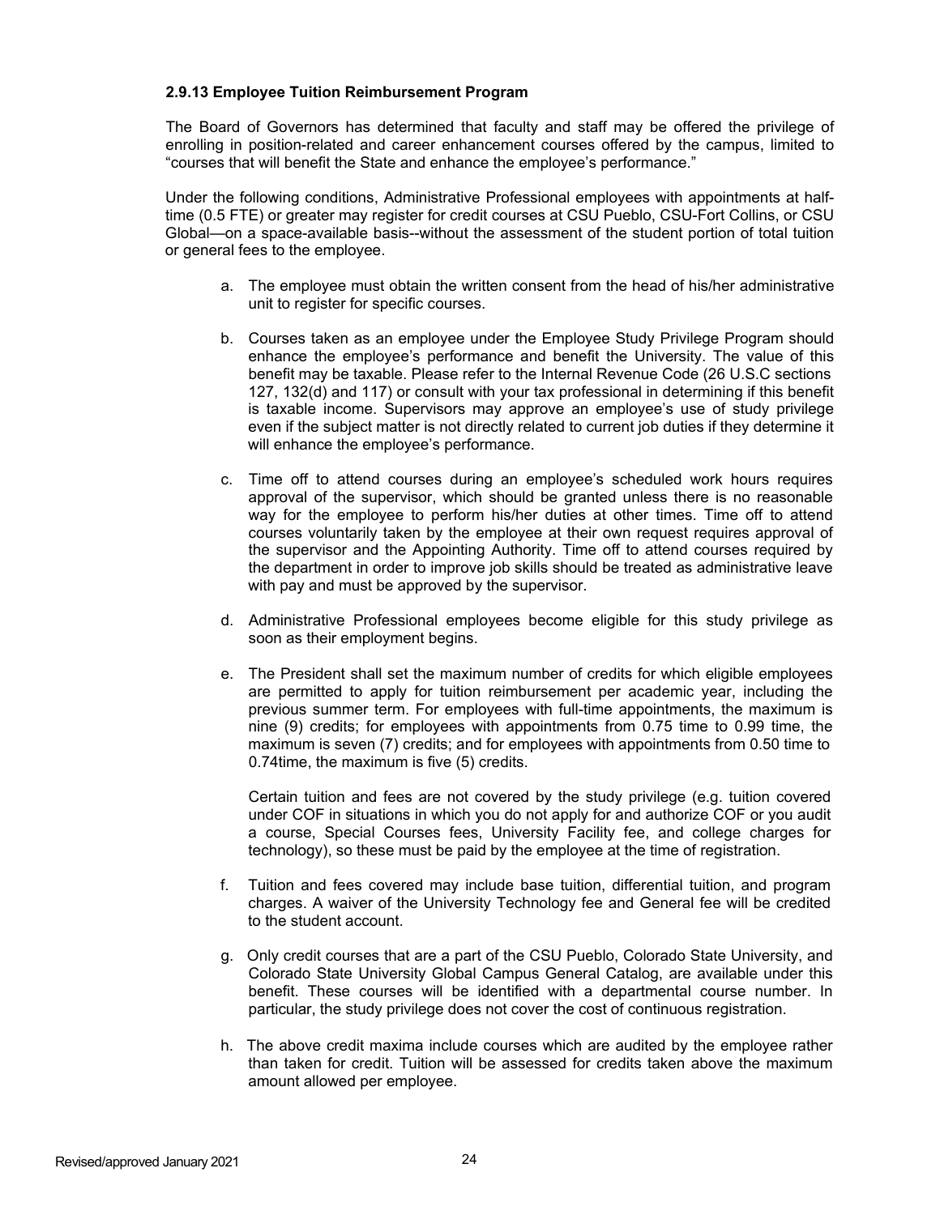### 2.9.13 Employee Tuition Reimbursement Program

The Board of Governors has determined that faculty and staff may be offered the privilege of enrolling in position-related and career enhancement courses offered by the campus, limited to "courses that will benefit the State and enhance the employee's performance."

Under the following conditions, Administrative Professional employees with appointments at half-time (0.5 FTE) or greater may register for credit courses at CSU Pueblo, CSU-Fort Collins, or CSU Global—on a space-available basis--without the assessment of the student portion of total tuition or general fees to the employee.

a. The employee must obtain the written consent from the head of his/her administrative unit to register for specific courses.

b. Courses taken as an employee under the Employee Study Privilege Program should enhance the employee's performance and benefit the University. The value of this benefit may be taxable. Please refer to the Internal Revenue Code (26 U.S.C sections 127, 132(d) and 117) or consult with your tax professional in determining if this benefit is taxable income. Supervisors may approve an employee's use of study privilege even if the subject matter is not directly related to current job duties if they determine it will enhance the employee's performance.

c. Time off to attend courses during an employee's scheduled work hours requires approval of the supervisor, which should be granted unless there is no reasonable way for the employee to perform his/her duties at other times. Time off to attend courses voluntarily taken by the employee at their own request requires approval of the supervisor and the Appointing Authority. Time off to attend courses required by the department in order to improve job skills should be treated as administrative leave with pay and must be approved by the supervisor.

d. Administrative Professional employees become eligible for this study privilege as soon as their employment begins.

e. The President shall set the maximum number of credits for which eligible employees are permitted to apply for tuition reimbursement per academic year, including the previous summer term. For employees with full-time appointments, the maximum is nine (9) credits; for employees with appointments from 0.75 time to 0.99 time, the maximum is seven (7) credits; and for employees with appointments from 0.50 time to 0.74time, the maximum is five (5) credits.

   Certain tuition and fees are not covered by the study privilege (e.g. tuition covered under COF in situations in which you do not apply for and authorize COF or you audit a course, Special Courses fees, University Facility fee, and college charges for technology), so these must be paid by the employee at the time of registration.

f. Tuition and fees covered may include base tuition, differential tuition, and program charges. A waiver of the University Technology fee and General fee will be credited to the student account.

g. Only credit courses that are a part of the CSU Pueblo, Colorado State University, and Colorado State University Global Campus General Catalog, are available under this benefit. These courses will be identified with a departmental course number. In particular, the study privilege does not cover the cost of continuous registration.

h. The above credit maxima include courses which are audited by the employee rather than taken for credit. Tuition will be assessed for credits taken above the maximum amount allowed per employee.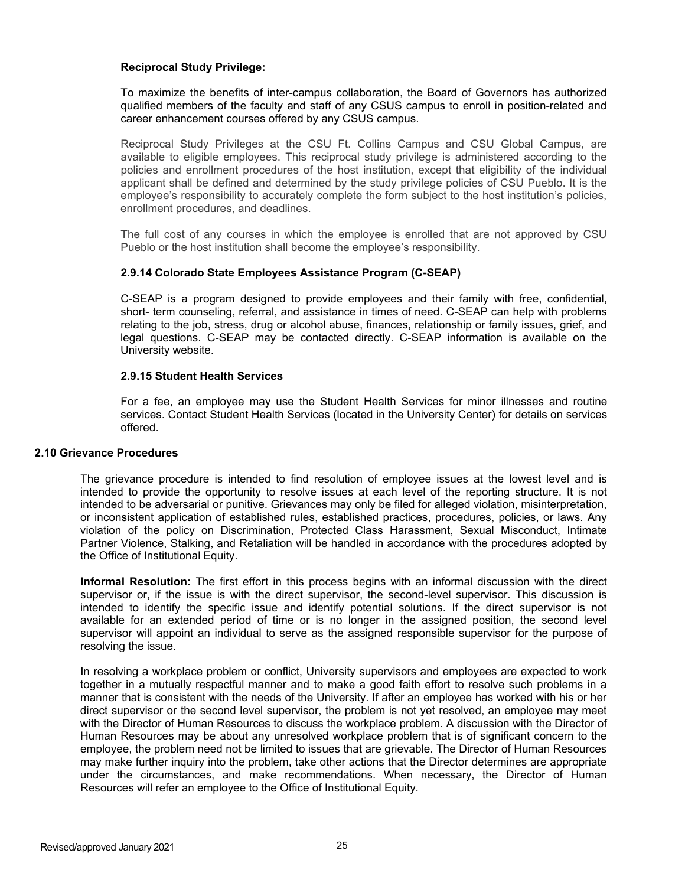**Reciprocal Study Privilege:**

To maximize the benefits of inter-campus collaboration, the Board of Governors has authorized qualified members of the faculty and staff of any CSUS campus to enroll in position-related and career enhancement courses offered by any CSUS campus.

Reciprocal Study Privileges at the CSU Ft. Collins Campus and CSU Global Campus, are available to eligible employees. This reciprocal study privilege is administered according to the policies and enrollment procedures of the host institution, except that eligibility of the individual applicant shall be defined and determined by the study privilege policies of CSU Pueblo. It is the employee's responsibility to accurately complete the form subject to the host institution's policies, enrollment procedures, and deadlines.

The full cost of any courses in which the employee is enrolled that are not approved by CSU Pueblo or the host institution shall become the employee's responsibility.

#### 2.9.14 Colorado State Employees Assistance Program (C-SEAP)

C-SEAP is a program designed to provide employees and their family with free, confidential, short- term counseling, referral, and assistance in times of need. C-SEAP can help with problems relating to the job, stress, drug or alcohol abuse, finances, relationship or family issues, grief, and legal questions. C-SEAP may be contacted directly. C-SEAP information is available on the University website.

#### 2.9.15 Student Health Services

For a fee, an employee may use the Student Health Services for minor illnesses and routine services. Contact Student Health Services (located in the University Center) for details on services offered.

### 2.10 Grievance Procedures

The grievance procedure is intended to find resolution of employee issues at the lowest level and is intended to provide the opportunity to resolve issues at each level of the reporting structure. It is not intended to be adversarial or punitive. Grievances may only be filed for alleged violation, misinterpretation, or inconsistent application of established rules, established practices, procedures, policies, or laws. Any violation of the policy on Discrimination, Protected Class Harassment, Sexual Misconduct, Intimate Partner Violence, Stalking, and Retaliation will be handled in accordance with the procedures adopted by the Office of Institutional Equity.

**Informal Resolution:** The first effort in this process begins with an informal discussion with the direct supervisor or, if the issue is with the direct supervisor, the second-level supervisor. This discussion is intended to identify the specific issue and identify potential solutions. If the direct supervisor is not available for an extended period of time or is no longer in the assigned position, the second level supervisor will appoint an individual to serve as the assigned responsible supervisor for the purpose of resolving the issue.

In resolving a workplace problem or conflict, University supervisors and employees are expected to work together in a mutually respectful manner and to make a good faith effort to resolve such problems in a manner that is consistent with the needs of the University. If after an employee has worked with his or her direct supervisor or the second level supervisor, the problem is not yet resolved, an employee may meet with the Director of Human Resources to discuss the workplace problem. A discussion with the Director of Human Resources may be about any unresolved workplace problem that is of significant concern to the employee, the problem need not be limited to issues that are grievable. The Director of Human Resources may make further inquiry into the problem, take other actions that the Director determines are appropriate under the circumstances, and make recommendations. When necessary, the Director of Human Resources will refer an employee to the Office of Institutional Equity.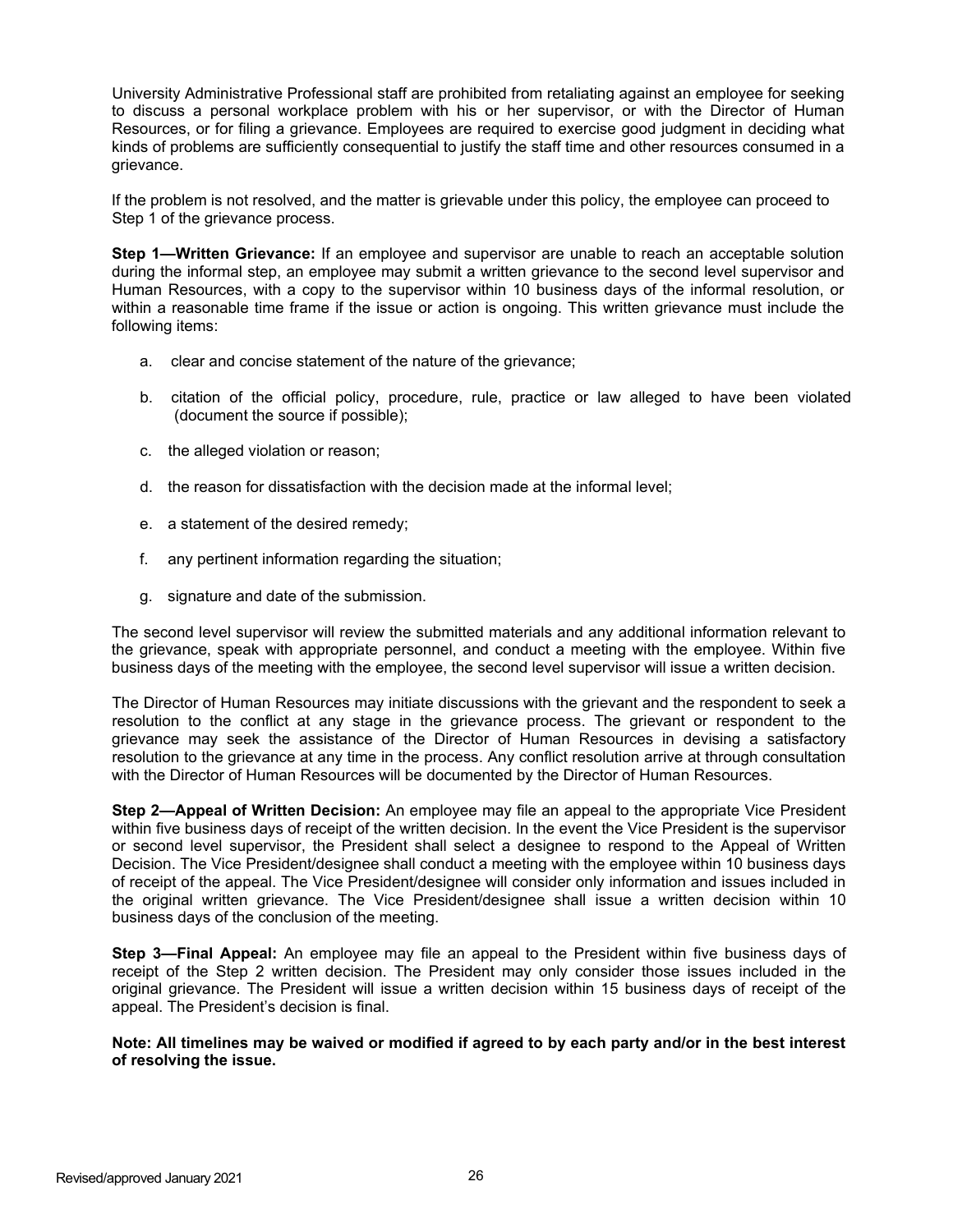University Administrative Professional staff are prohibited from retaliating against an employee for seeking to discuss a personal workplace problem with his or her supervisor, or with the Director of Human Resources, or for filing a grievance. Employees are required to exercise good judgment in deciding what kinds of problems are sufficiently consequential to justify the staff time and other resources consumed in a grievance.

If the problem is not resolved, and the matter is grievable under this policy, the employee can proceed to Step 1 of the grievance process.

**Step 1—Written Grievance:** If an employee and supervisor are unable to reach an acceptable solution during the informal step, an employee may submit a written grievance to the second level supervisor and Human Resources, with a copy to the supervisor within 10 business days of the informal resolution, or within a reasonable time frame if the issue or action is ongoing. This written grievance must include the following items:

a. clear and concise statement of the nature of the grievance;

b. citation of the official policy, procedure, rule, practice or law alleged to have been violated (document the source if possible);

c. the alleged violation or reason;

d. the reason for dissatisfaction with the decision made at the informal level;

e. a statement of the desired remedy;

f. any pertinent information regarding the situation;

g. signature and date of the submission.

The second level supervisor will review the submitted materials and any additional information relevant to the grievance, speak with appropriate personnel, and conduct a meeting with the employee. Within five business days of the meeting with the employee, the second level supervisor will issue a written decision.

The Director of Human Resources may initiate discussions with the grievant and the respondent to seek a resolution to the conflict at any stage in the grievance process. The grievant or respondent to the grievance may seek the assistance of the Director of Human Resources in devising a satisfactory resolution to the grievance at any time in the process. Any conflict resolution arrive at through consultation with the Director of Human Resources will be documented by the Director of Human Resources.

**Step 2—Appeal of Written Decision:** An employee may file an appeal to the appropriate Vice President within five business days of receipt of the written decision. In the event the Vice President is the supervisor or second level supervisor, the President shall select a designee to respond to the Appeal of Written Decision. The Vice President/designee shall conduct a meeting with the employee within 10 business days of receipt of the appeal. The Vice President/designee will consider only information and issues included in the original written grievance. The Vice President/designee shall issue a written decision within 10 business days of the conclusion of the meeting.

**Step 3—Final Appeal:** An employee may file an appeal to the President within five business days of receipt of the Step 2 written decision. The President may only consider those issues included in the original grievance. The President will issue a written decision within 15 business days of receipt of the appeal. The President's decision is final.

**Note: All timelines may be waived or modified if agreed to by each party and/or in the best interest of resolving the issue.**

Revised/approved January 2021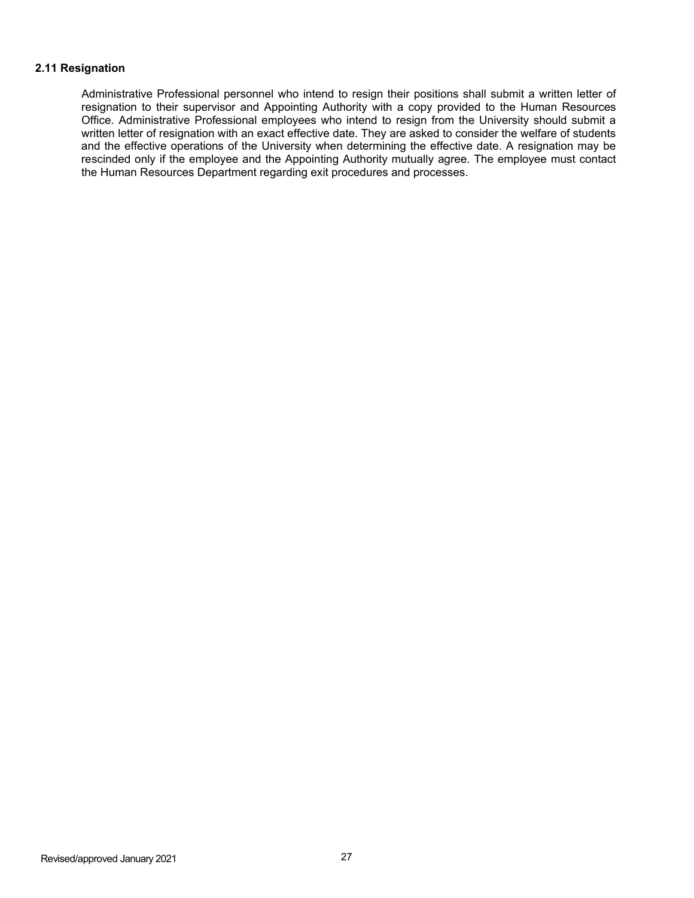## 2.11 Resignation

Administrative Professional personnel who intend to resign their positions shall submit a written letter of resignation to their supervisor and Appointing Authority with a copy provided to the Human Resources Office. Administrative Professional employees who intend to resign from the University should submit a written letter of resignation with an exact effective date. They are asked to consider the welfare of students and the effective operations of the University when determining the effective date. A resignation may be rescinded only if the employee and the Appointing Authority mutually agree. The employee must contact the Human Resources Department regarding exit procedures and processes.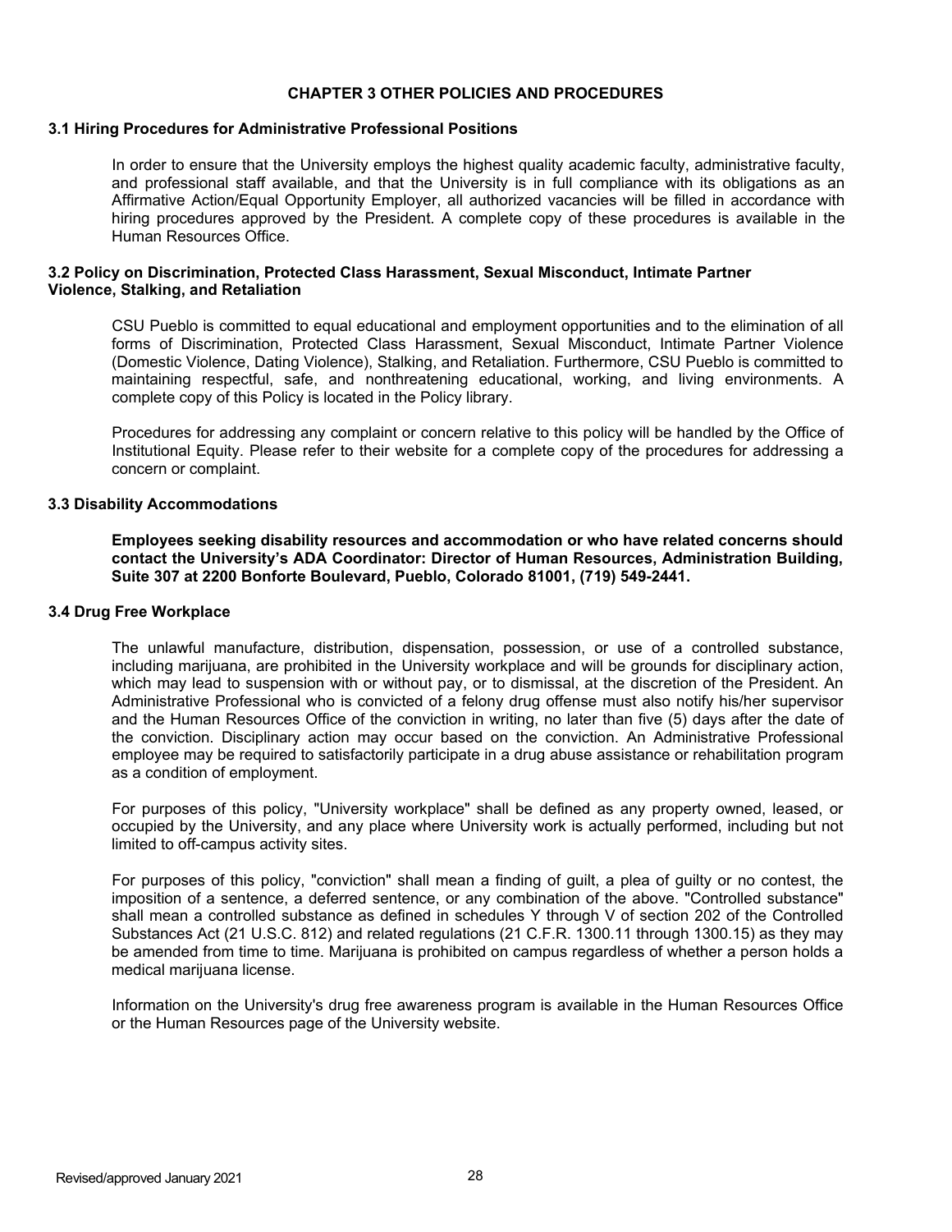## CHAPTER 3 OTHER POLICIES AND PROCEDURES

### 3.1 Hiring Procedures for Administrative Professional Positions

In order to ensure that the University employs the highest quality academic faculty, administrative faculty, and professional staff available, and that the University is in full compliance with its obligations as an Affirmative Action/Equal Opportunity Employer, all authorized vacancies will be filled in accordance with hiring procedures approved by the President. A complete copy of these procedures is available in the Human Resources Office.

### 3.2 Policy on Discrimination, Protected Class Harassment, Sexual Misconduct, Intimate Partner Violence, Stalking, and Retaliation

CSU Pueblo is committed to equal educational and employment opportunities and to the elimination of all forms of Discrimination, Protected Class Harassment, Sexual Misconduct, Intimate Partner Violence (Domestic Violence, Dating Violence), Stalking, and Retaliation. Furthermore, CSU Pueblo is committed to maintaining respectful, safe, and nonthreatening educational, working, and living environments. A complete copy of this Policy is located in the Policy library.

Procedures for addressing any complaint or concern relative to this policy will be handled by the Office of Institutional Equity. Please refer to their website for a complete copy of the procedures for addressing a concern or complaint.

### 3.3 Disability Accommodations

**Employees seeking disability resources and accommodation or who have related concerns should contact the University's ADA Coordinator: Director of Human Resources, Administration Building, Suite 307 at 2200 Bonforte Boulevard, Pueblo, Colorado 81001, (719) 549-2441.**

### 3.4 Drug Free Workplace

The unlawful manufacture, distribution, dispensation, possession, or use of a controlled substance, including marijuana, are prohibited in the University workplace and will be grounds for disciplinary action, which may lead to suspension with or without pay, or to dismissal, at the discretion of the President. An Administrative Professional who is convicted of a felony drug offense must also notify his/her supervisor and the Human Resources Office of the conviction in writing, no later than five (5) days after the date of the conviction. Disciplinary action may occur based on the conviction. An Administrative Professional employee may be required to satisfactorily participate in a drug abuse assistance or rehabilitation program as a condition of employment.

For purposes of this policy, "University workplace" shall be defined as any property owned, leased, or occupied by the University, and any place where University work is actually performed, including but not limited to off-campus activity sites.

For purposes of this policy, "conviction" shall mean a finding of guilt, a plea of guilty or no contest, the imposition of a sentence, a deferred sentence, or any combination of the above. "Controlled substance" shall mean a controlled substance as defined in schedules Y through V of section 202 of the Controlled Substances Act (21 U.S.C. 812) and related regulations (21 C.F.R. 1300.11 through 1300.15) as they may be amended from time to time. Marijuana is prohibited on campus regardless of whether a person holds a medical marijuana license.

Information on the University's drug free awareness program is available in the Human Resources Office or the Human Resources page of the University website.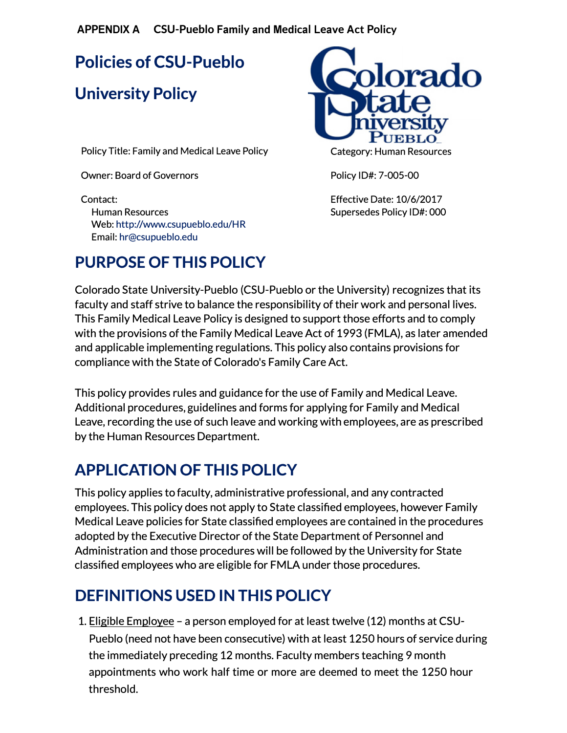**APPENDIX A CSU-Pueblo Family and Medical Leave Act Policy**

# Policies of CSU-Pueblo

# University Policy

Policy Title: Family and Medical Leave Policy

Category: Human Resources

Owner: Board of Governors

Policy ID#: 7-005-00

Contact:
Human Resources
Web: http://www.csupueblo.edu/HR
Email: hr@csupueblo.edu

Effective Date: 10/6/2017
Supersedes Policy ID#: 000

## PURPOSE OF THIS POLICY

Colorado State University-Pueblo (CSU-Pueblo or the University) recognizes that its faculty and staff strive to balance the responsibility of their work and personal lives. This Family Medical Leave Policy is designed to support those efforts and to comply with the provisions of the Family Medical Leave Act of 1993 (FMLA), as later amended and applicable implementing regulations. This policy also contains provisions for compliance with the State of Colorado's Family Care Act.

This policy provides rules and guidance for the use of Family and Medical Leave. Additional procedures, guidelines and forms for applying for Family and Medical Leave, recording the use of such leave and working with employees, are as prescribed by the Human Resources Department.

## APPLICATION OF THIS POLICY

This policy applies to faculty, administrative professional, and any contracted employees. This policy does not apply to State classified employees, however Family Medical Leave policies for State classified employees are contained in the procedures adopted by the Executive Director of the State Department of Personnel and Administration and those procedures will be followed by the University for State classified employees who are eligible for FMLA under those procedures.

## DEFINITIONS USED IN THIS POLICY

1. Eligible Employee – a person employed for at least twelve (12) months at CSU-Pueblo (need not have been consecutive) with at least 1250 hours of service during the immediately preceding 12 months. Faculty members teaching 9 month appointments who work half time or more are deemed to meet the 1250 hour threshold.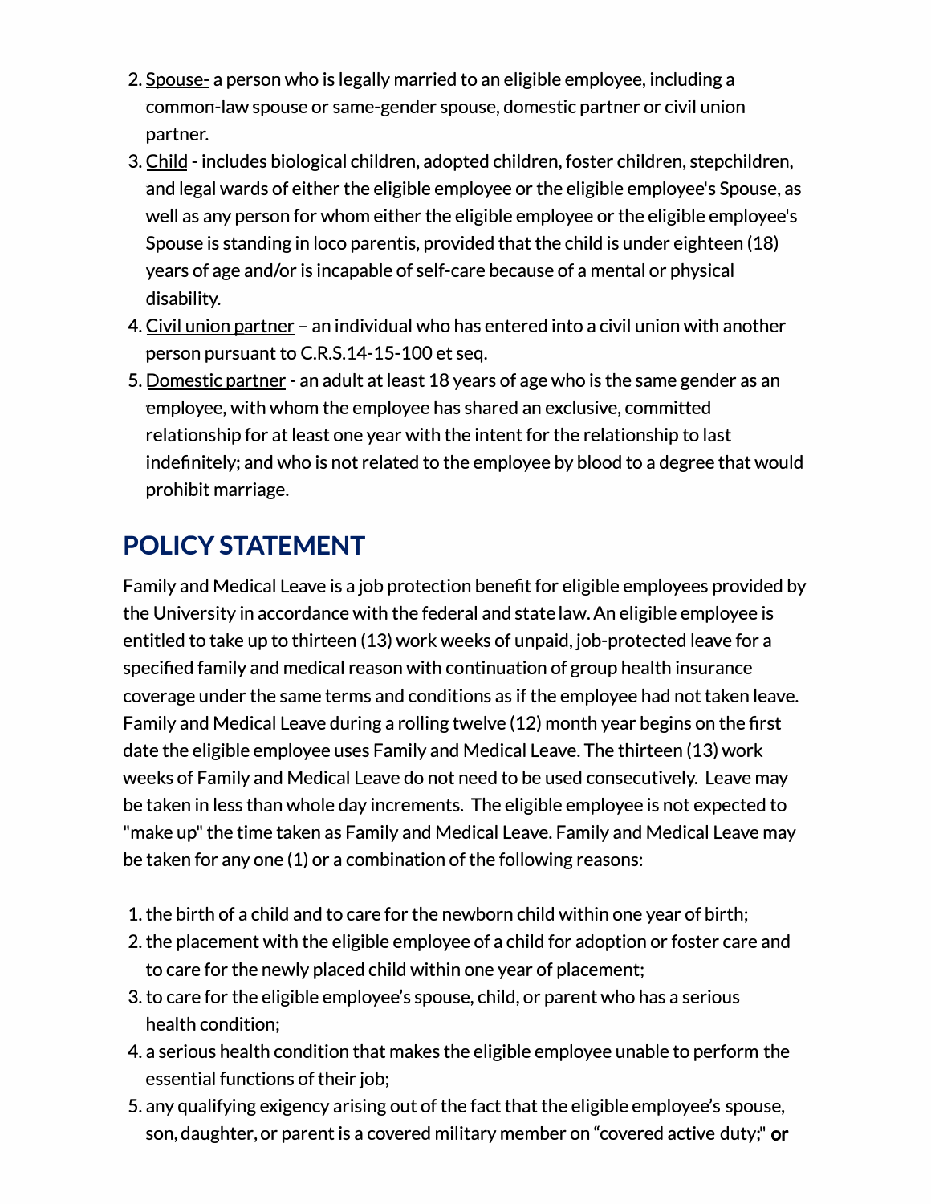2. Spouse- a person who is legally married to an eligible employee, including a common-law spouse or same-gender spouse, domestic partner or civil union partner.
3. Child - includes biological children, adopted children, foster children, stepchildren, and legal wards of either the eligible employee or the eligible employee's Spouse, as well as any person for whom either the eligible employee or the eligible employee's Spouse is standing in loco parentis, provided that the child is under eighteen (18) years of age and/or is incapable of self-care because of a mental or physical disability.
4. Civil union partner – an individual who has entered into a civil union with another person pursuant to C.R.S.14-15-100 et seq.
5. Domestic partner - an adult at least 18 years of age who is the same gender as an employee, with whom the employee has shared an exclusive, committed relationship for at least one year with the intent for the relationship to last indefinitely; and who is not related to the employee by blood to a degree that would prohibit marriage.

## POLICY STATEMENT

Family and Medical Leave is a job protection benefit for eligible employees provided by the University in accordance with the federal and state law. An eligible employee is entitled to take up to thirteen (13) work weeks of unpaid, job-protected leave for a specified family and medical reason with continuation of group health insurance coverage under the same terms and conditions as if the employee had not taken leave. Family and Medical Leave during a rolling twelve (12) month year begins on the first date the eligible employee uses Family and Medical Leave. The thirteen (13) work weeks of Family and Medical Leave do not need to be used consecutively. Leave may be taken in less than whole day increments. The eligible employee is not expected to "make up" the time taken as Family and Medical Leave. Family and Medical Leave may be taken for any one (1) or a combination of the following reasons:

1. the birth of a child and to care for the newborn child within one year of birth;
2. the placement with the eligible employee of a child for adoption or foster care and to care for the newly placed child within one year of placement;
3. to care for the eligible employee's spouse, child, or parent who has a serious health condition;
4. a serious health condition that makes the eligible employee unable to perform the essential functions of their job;
5. any qualifying exigency arising out of the fact that the eligible employee's spouse, son, daughter, or parent is a covered military member on "covered active duty;" **or**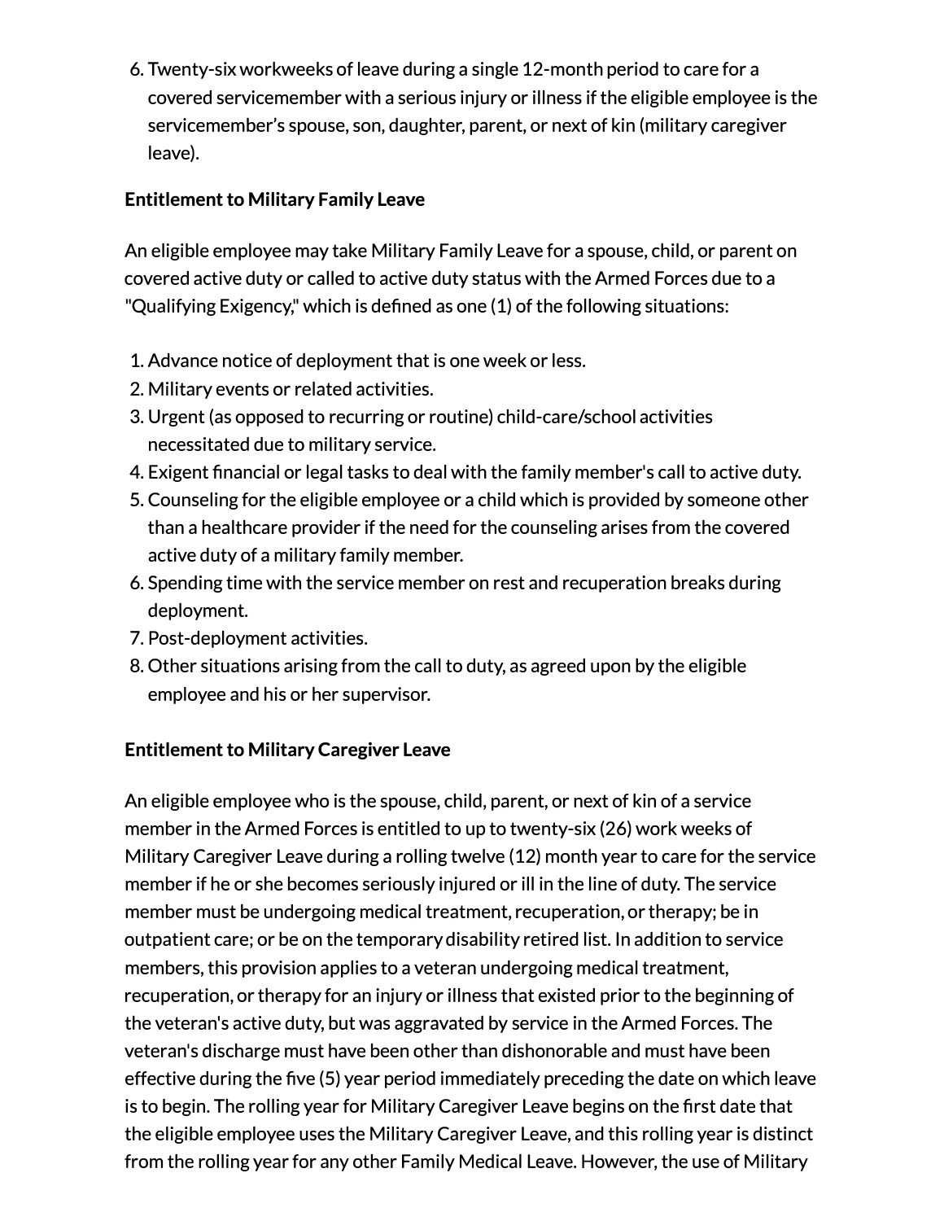6. Twenty-six workweeks of leave during a single 12-month period to care for a covered servicemember with a serious injury or illness if the eligible employee is the servicemember's spouse, son, daughter, parent, or next of kin (military caregiver leave).

**Entitlement to Military Family Leave**

An eligible employee may take Military Family Leave for a spouse, child, or parent on covered active duty or called to active duty status with the Armed Forces due to a "Qualifying Exigency," which is defined as one (1) of the following situations:

1. Advance notice of deployment that is one week or less.
2. Military events or related activities.
3. Urgent (as opposed to recurring or routine) child-care/school activities necessitated due to military service.
4. Exigent financial or legal tasks to deal with the family member's call to active duty.
5. Counseling for the eligible employee or a child which is provided by someone other than a healthcare provider if the need for the counseling arises from the covered active duty of a military family member.
6. Spending time with the service member on rest and recuperation breaks during deployment.
7. Post-deployment activities.
8. Other situations arising from the call to duty, as agreed upon by the eligible employee and his or her supervisor.

**Entitlement to Military Caregiver Leave**

An eligible employee who is the spouse, child, parent, or next of kin of a service member in the Armed Forces is entitled to up to twenty-six (26) work weeks of Military Caregiver Leave during a rolling twelve (12) month year to care for the service member if he or she becomes seriously injured or ill in the line of duty. The service member must be undergoing medical treatment, recuperation, or therapy; be in outpatient care; or be on the temporary disability retired list. In addition to service members, this provision applies to a veteran undergoing medical treatment, recuperation, or therapy for an injury or illness that existed prior to the beginning of the veteran's active duty, but was aggravated by service in the Armed Forces. The veteran's discharge must have been other than dishonorable and must have been effective during the five (5) year period immediately preceding the date on which leave is to begin. The rolling year for Military Caregiver Leave begins on the first date that the eligible employee uses the Military Caregiver Leave, and this rolling year is distinct from the rolling year for any other Family Medical Leave. However, the use of Military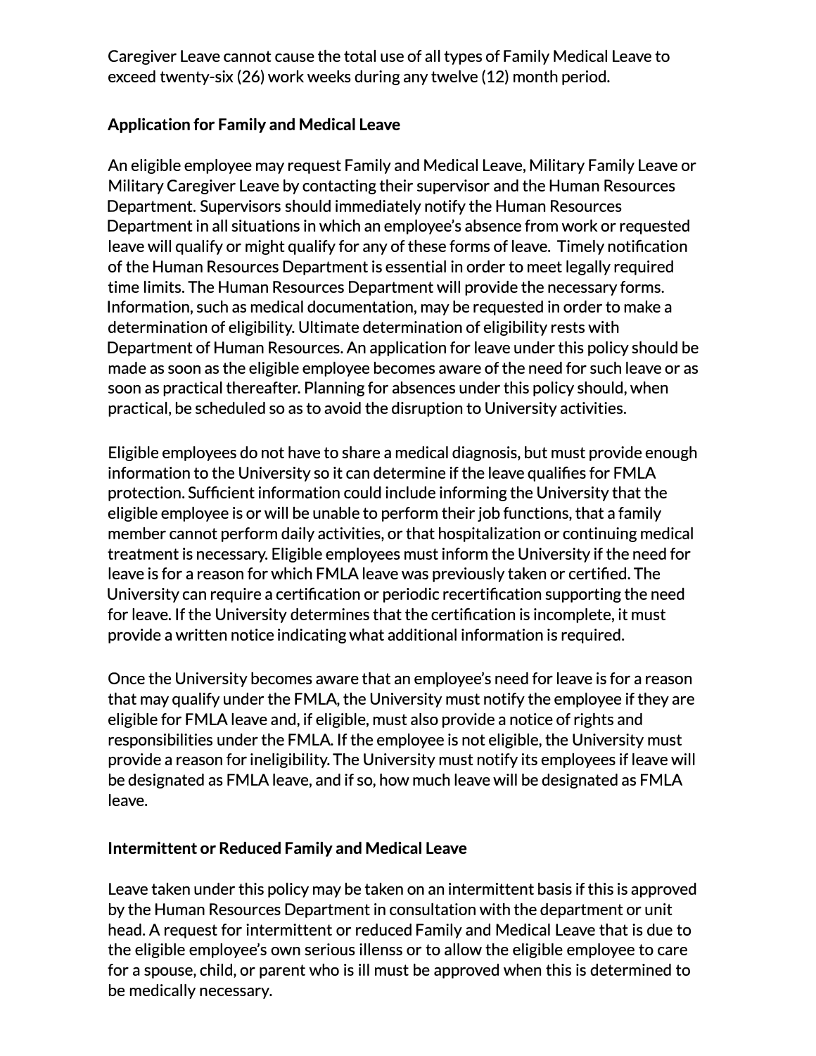Caregiver Leave cannot cause the total use of all types of Family Medical Leave to exceed twenty-six (26) work weeks during any twelve (12) month period.

**Application for Family and Medical Leave**

An eligible employee may request Family and Medical Leave, Military Family Leave or Military Caregiver Leave by contacting their supervisor and the Human Resources Department. Supervisors should immediately notify the Human Resources Department in all situations in which an employee's absence from work or requested leave will qualify or might qualify for any of these forms of leave. Timely notification of the Human Resources Department is essential in order to meet legally required time limits. The Human Resources Department will provide the necessary forms. Information, such as medical documentation, may be requested in order to make a determination of eligibility. Ultimate determination of eligibility rests with Department of Human Resources. An application for leave under this policy should be made as soon as the eligible employee becomes aware of the need for such leave or as soon as practical thereafter. Planning for absences under this policy should, when practical, be scheduled so as to avoid the disruption to University activities.

Eligible employees do not have to share a medical diagnosis, but must provide enough information to the University so it can determine if the leave qualifies for FMLA protection. Sufficient information could include informing the University that the eligible employee is or will be unable to perform their job functions, that a family member cannot perform daily activities, or that hospitalization or continuing medical treatment is necessary. Eligible employees must inform the University if the need for leave is for a reason for which FMLA leave was previously taken or certified. The University can require a certification or periodic recertification supporting the need for leave. If the University determines that the certification is incomplete, it must provide a written notice indicating what additional information is required.

Once the University becomes aware that an employee's need for leave is for a reason that may qualify under the FMLA, the University must notify the employee if they are eligible for FMLA leave and, if eligible, must also provide a notice of rights and responsibilities under the FMLA. If the employee is not eligible, the University must provide a reason for ineligibility. The University must notify its employees if leave will be designated as FMLA leave, and if so, how much leave will be designated as FMLA leave.

**Intermittent or Reduced Family and Medical Leave**

Leave taken under this policy may be taken on an intermittent basis if this is approved by the Human Resources Department in consultation with the department or unit head. A request for intermittent or reduced Family and Medical Leave that is due to the eligible employee's own serious illenss or to allow the eligible employee to care for a spouse, child, or parent who is ill must be approved when this is determined to be medically necessary.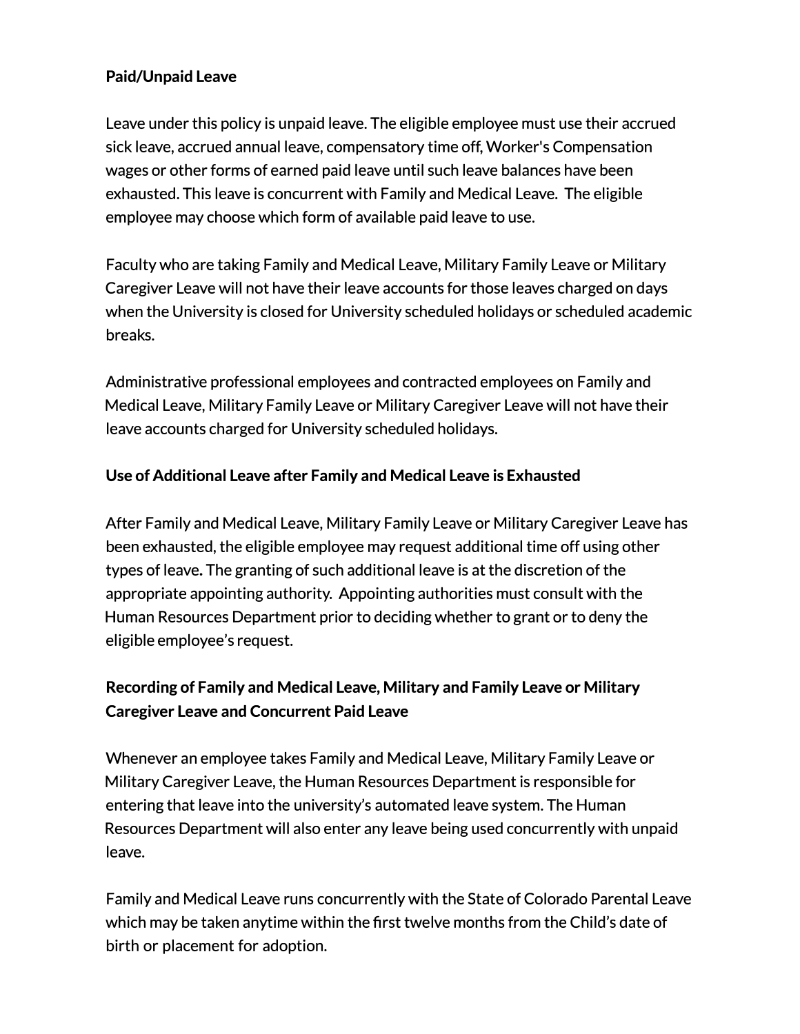**Paid/Unpaid Leave**

Leave under this policy is unpaid leave. The eligible employee must use their accrued sick leave, accrued annual leave, compensatory time off, Worker's Compensation wages or other forms of earned paid leave until such leave balances have been exhausted. This leave is concurrent with Family and Medical Leave. The eligible employee may choose which form of available paid leave to use.

Faculty who are taking Family and Medical Leave, Military Family Leave or Military Caregiver Leave will not have their leave accounts for those leaves charged on days when the University is closed for University scheduled holidays or scheduled academic breaks.

Administrative professional employees and contracted employees on Family and Medical Leave, Military Family Leave or Military Caregiver Leave will not have their leave accounts charged for University scheduled holidays.

**Use of Additional Leave after Family and Medical Leave is Exhausted**

After Family and Medical Leave, Military Family Leave or Military Caregiver Leave has been exhausted, the eligible employee may request additional time off using other types of leave. The granting of such additional leave is at the discretion of the appropriate appointing authority. Appointing authorities must consult with the Human Resources Department prior to deciding whether to grant or to deny the eligible employee's request.

**Recording of Family and Medical Leave, Military and Family Leave or Military Caregiver Leave and Concurrent Paid Leave**

Whenever an employee takes Family and Medical Leave, Military Family Leave or Military Caregiver Leave, the Human Resources Department is responsible for entering that leave into the university's automated leave system. The Human Resources Department will also enter any leave being used concurrently with unpaid leave.

Family and Medical Leave runs concurrently with the State of Colorado Parental Leave which may be taken anytime within the first twelve months from the Child's date of birth or placement for adoption.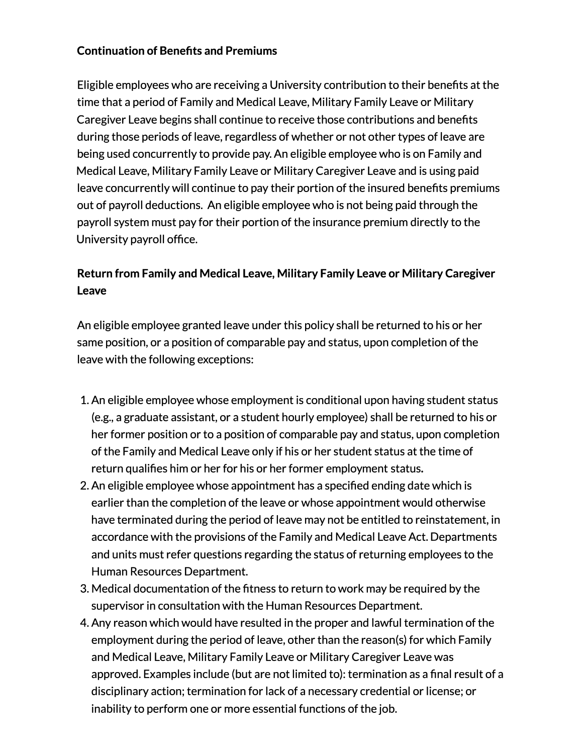**Continuation of Benefits and Premiums**

Eligible employees who are receiving a University contribution to their benefits at the time that a period of Family and Medical Leave, Military Family Leave or Military Caregiver Leave begins shall continue to receive those contributions and benefits during those periods of leave, regardless of whether or not other types of leave are being used concurrently to provide pay. An eligible employee who is on Family and Medical Leave, Military Family Leave or Military Caregiver Leave and is using paid leave concurrently will continue to pay their portion of the insured benefits premiums out of payroll deductions. An eligible employee who is not being paid through the payroll system must pay for their portion of the insurance premium directly to the University payroll office.

**Return from Family and Medical Leave, Military Family Leave or Military Caregiver Leave**

An eligible employee granted leave under this policy shall be returned to his or her same position, or a position of comparable pay and status, upon completion of the leave with the following exceptions:

1. An eligible employee whose employment is conditional upon having student status (e.g., a graduate assistant, or a student hourly employee) shall be returned to his or her former position or to a position of comparable pay and status, upon completion of the Family and Medical Leave only if his or her student status at the time of return qualifies him or her for his or her former employment status.
2. An eligible employee whose appointment has a specified ending date which is earlier than the completion of the leave or whose appointment would otherwise have terminated during the period of leave may not be entitled to reinstatement, in accordance with the provisions of the Family and Medical Leave Act. Departments and units must refer questions regarding the status of returning employees to the Human Resources Department.
3. Medical documentation of the fitness to return to work may be required by the supervisor in consultation with the Human Resources Department.
4. Any reason which would have resulted in the proper and lawful termination of the employment during the period of leave, other than the reason(s) for which Family and Medical Leave, Military Family Leave or Military Caregiver Leave was approved. Examples include (but are not limited to): termination as a final result of a disciplinary action; termination for lack of a necessary credential or license; or inability to perform one or more essential functions of the job.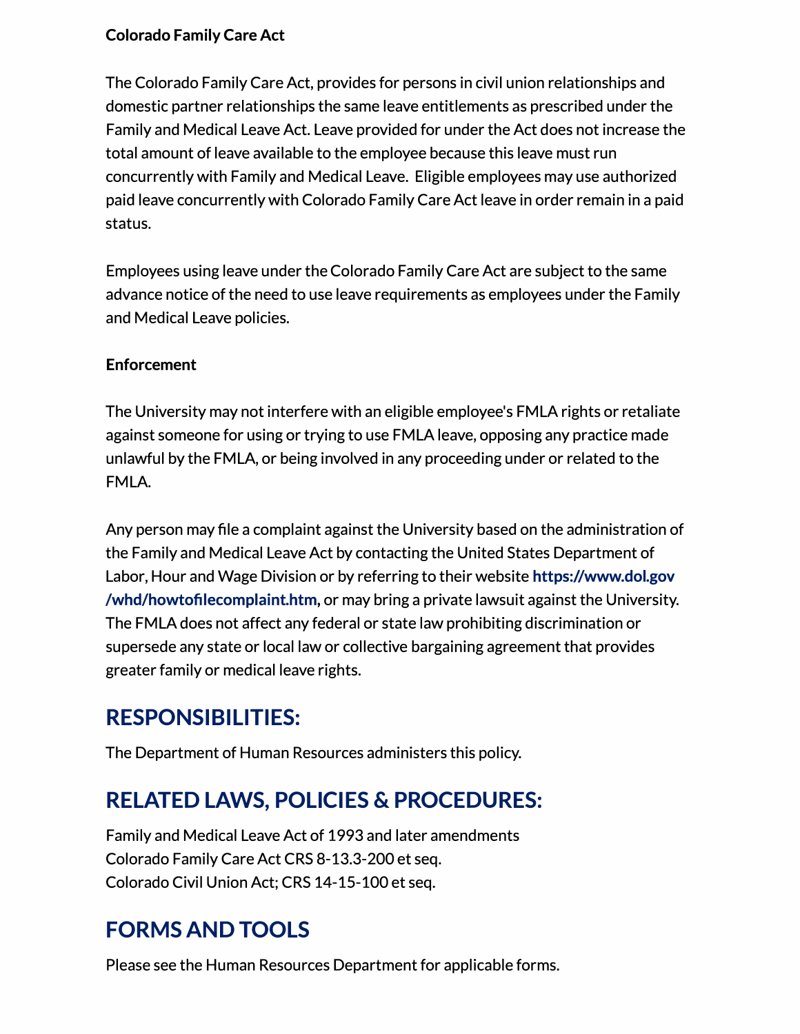**Colorado Family Care Act**

The Colorado Family Care Act, provides for persons in civil union relationships and domestic partner relationships the same leave entitlements as prescribed under the Family and Medical Leave Act. Leave provided for under the Act does not increase the total amount of leave available to the employee because this leave must run concurrently with Family and Medical Leave. Eligible employees may use authorized paid leave concurrently with Colorado Family Care Act leave in order remain in a paid status.

Employees using leave under the Colorado Family Care Act are subject to the same advance notice of the need to use leave requirements as employees under the Family and Medical Leave policies.

**Enforcement**

The University may not interfere with an eligible employee's FMLA rights or retaliate against someone for using or trying to use FMLA leave, opposing any practice made unlawful by the FMLA, or being involved in any proceeding under or related to the FMLA.

Any person may file a complaint against the University based on the administration of the Family and Medical Leave Act by contacting the United States Department of Labor, Hour and Wage Division or by referring to their website **https://www.dol.gov/whd/howtofilecomplaint.htm**, or may bring a private lawsuit against the University. The FMLA does not affect any federal or state law prohibiting discrimination or supersede any state or local law or collective bargaining agreement that provides greater family or medical leave rights.

## RESPONSIBILITIES:

The Department of Human Resources administers this policy.

## RELATED LAWS, POLICIES & PROCEDURES:

Family and Medical Leave Act of 1993 and later amendments
Colorado Family Care Act CRS 8-13.3-200 et seq.
Colorado Civil Union Act; CRS 14-15-100 et seq.

## FORMS AND TOOLS

Please see the Human Resources Department for applicable forms.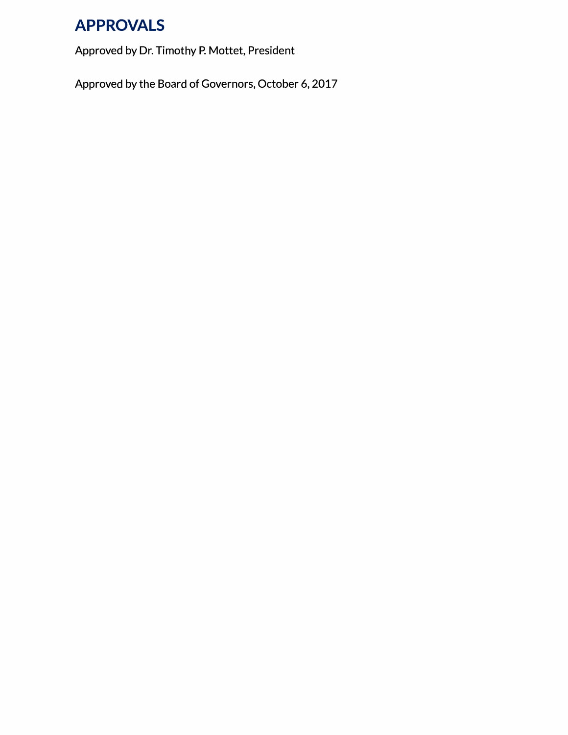## APPROVALS

Approved by Dr. Timothy P. Mottet, President

Approved by the Board of Governors, October 6, 2017